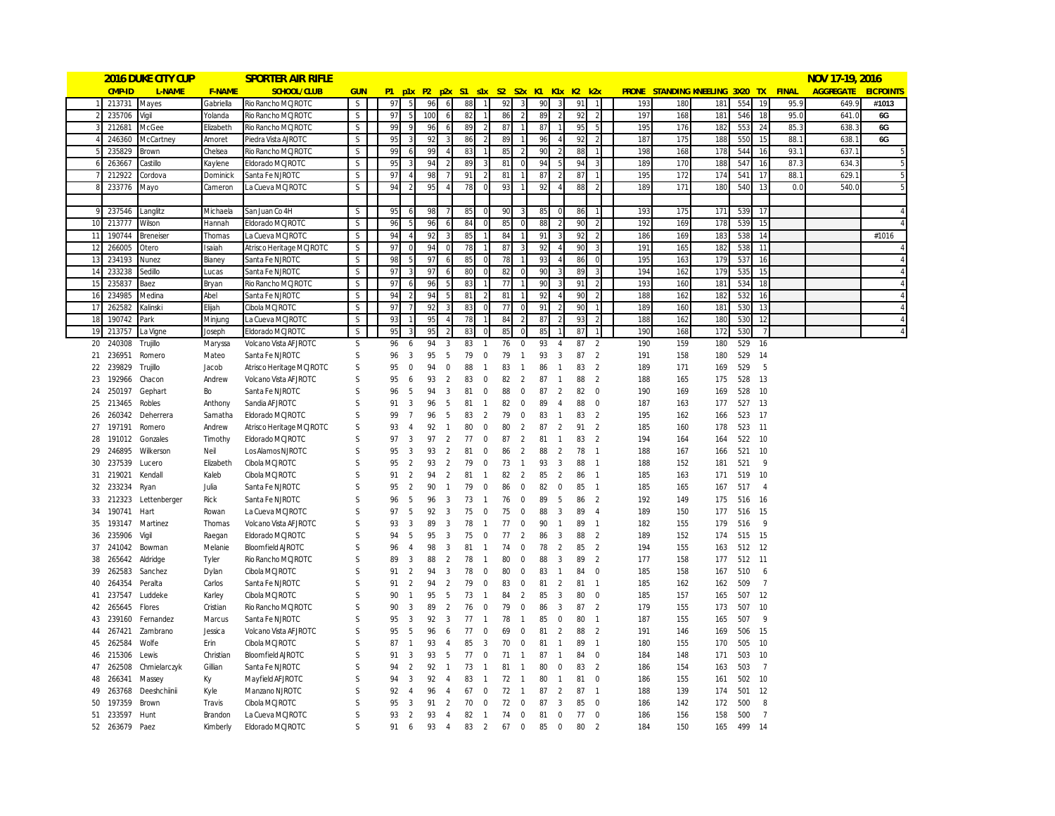| | 2016 DUKE CITY CUP | | | SPORTER AIR RIFLE | | | | | | | | | | | | | | | | | | | | | | | | NOV 17-19, 2016 | |
|---|---|---|---|---|---|---|---|---|---|---|---|---|---|---|---|---|---|---|---|---|---|---|---|---|---|---|---|---|
| | CMP-ID | L-NAME | F-NAME | SCHOOL/CLUB | GUN | P1 | p1x | P2 | p2x | S1 | s1x | S2 | S2x | K1 | K1x | K2 | k2x | PRONE | STANDING | KNEELING | 3X20 | TX | FINAL | AGGREGATE | EIC POINTS |
| 1 | 213731 | Mayes | Gabriella | Rio Rancho MCJROTC | S | 97 | 5 | 96 | 6 | 88 | 1 | 92 | 3 | 90 | 3 | 91 | 1 | 193 | 180 | 181 | 554 | 19 | 95.9 | 649.9 | #1013 |
| 2 | 235706 | Vigil | Yolanda | Rio Rancho MCJROTC | S | 97 | 5 | 100 | 6 | 82 | 1 | 86 | 2 | 89 | 2 | 92 | 2 | 197 | 168 | 181 | 546 | 18 | 95.0 | 641.0 | 6G |
| 3 | 212681 | McGee | Elizabeth | Rio Rancho MCJROTC | S | 99 | 9 | 96 | 6 | 89 | 2 | 87 | 1 | 87 | 1 | 95 | 5 | 195 | 176 | 182 | 553 | 24 | 85.3 | 638.3 | 6G |
| 4 | 246360 | McCartney | Amoret | Piedra Vista AJROTC | S | 95 | 3 | 92 | 3 | 86 | 2 | 89 | 1 | 96 | 4 | 92 | 2 | 187 | 175 | 188 | 550 | 15 | 88.1 | 638.1 | 6G |
| 5 | 235829 | Brown | Chelsea | Rio Rancho MCJROTC | S | 99 | 6 | 99 | 4 | 83 | 1 | 85 | 2 | 90 | 2 | 88 | 1 | 198 | 168 | 178 | 544 | 16 | 93.1 | 637.1 | 5 |
| 6 | 263667 | Castillo | Kaylene | Eldorado MCJROTC | S | 95 | 3 | 94 | 2 | 89 | 3 | 81 | 0 | 94 | 5 | 94 | 3 | 189 | 170 | 188 | 547 | 16 | 87.3 | 634.3 | 5 |
| 7 | 212922 | Cordova | Dominick | Santa Fe NJROTC | S | 97 | 4 | 98 | 7 | 91 | 2 | 81 | 1 | 87 | 2 | 87 | 1 | 195 | 172 | 174 | 541 | 17 | 88.1 | 629.1 | 5 |
| 8 | 233776 | Mayo | Cameron | La Cueva MCJROTC | S | 94 | 2 | 95 | 4 | 78 | 0 | 93 | 1 | 92 | 4 | 88 | 2 | 189 | 171 | 180 | 540 | 13 | 0.0 | 540.0 | 5 |
| 9 | 237546 | Langlitz | Michaela | San Juan Co 4H | S | 95 | 6 | 98 | 7 | 85 | 0 | 90 | 3 | 85 | 0 | 86 | 1 | 193 | 175 | 171 | 539 | 17 | | | 4 |
| 10 | 213777 | Wilson | Hannah | Eldorado MCJROTC | S | 96 | 5 | 96 | 6 | 84 | 0 | 85 | 0 | 88 | 2 | 90 | 2 | 192 | 169 | 178 | 539 | 15 | | | 4 |
| 11 | 190744 | Breneiser | Thomas | La Cueva MCJROTC | S | 94 | 4 | 92 | 3 | 85 | 1 | 84 | 1 | 91 | 3 | 92 | 2 | 186 | 169 | 183 | 538 | 14 | | | #1016 |
| 12 | 266005 | Otero | Isaiah | Atrisco Heritage MCJROTC | S | 97 | 0 | 94 | 0 | 78 | 1 | 87 | 3 | 92 | 4 | 90 | 3 | 191 | 165 | 182 | 538 | 11 | | | 4 |
| 13 | 234193 | Nunez | Bianey | Santa Fe NJROTC | S | 98 | 5 | 97 | 6 | 85 | 0 | 78 | 1 | 93 | 4 | 86 | 0 | 195 | 163 | 179 | 537 | 16 | | | 4 |
| 14 | 233238 | Sedillo | Lucas | Santa Fe NJROTC | S | 97 | 3 | 97 | 6 | 80 | 0 | 82 | 0 | 90 | 3 | 89 | 3 | 194 | 162 | 179 | 535 | 15 | | | 4 |
| 15 | 235837 | Baez | Bryan | Rio Rancho MCJROTC | S | 97 | 6 | 96 | 5 | 83 | 1 | 77 | 1 | 90 | 3 | 91 | 2 | 193 | 160 | 181 | 534 | 18 | | | 4 |
| 16 | 234985 | Medina | Abel | Santa Fe NJROTC | S | 94 | 2 | 94 | 5 | 81 | 2 | 81 | 1 | 92 | 4 | 90 | 2 | 188 | 162 | 182 | 532 | 16 | | | 4 |
| 17 | 262582 | Kalinski | Elijah | Cibola MCJROTC | S | 97 | 7 | 92 | 3 | 83 | 0 | 77 | 0 | 91 | 2 | 90 | 1 | 189 | 160 | 181 | 530 | 13 | | | 4 |
| 18 | 190742 | Park | Minjung | La Cueva MCJROTC | S | 93 | 1 | 95 | 4 | 78 | 1 | 84 | 2 | 87 | 2 | 93 | 2 | 188 | 162 | 180 | 530 | 12 | | | 4 |
| 19 | 213757 | La Vigne | Joseph | Eldorado MCJROTC | S | 95 | 3 | 95 | 2 | 83 | 0 | 85 | 0 | 85 | 1 | 87 | 1 | 190 | 168 | 172 | 530 | 7 | | | 4 |
| 20 | 240308 | Trujillo | Maryssa | Volcano Vista AFJROTC | S | 96 | 6 | 94 | 3 | 83 | 1 | 76 | 0 | 93 | 4 | 87 | 2 | 190 | 159 | 180 | 529 | 16 | | | |
| 21 | 236951 | Romero | Mateo | Santa Fe NJROTC | S | 96 | 3 | 95 | 5 | 79 | 0 | 79 | 1 | 93 | 3 | 87 | 2 | 191 | 158 | 180 | 529 | 14 | | | |
| 22 | 239829 | Trujillo | Jacob | Atrisco Heritage MCJROTC | S | 95 | 0 | 94 | 0 | 88 | 1 | 83 | 1 | 86 | 1 | 83 | 2 | 189 | 171 | 169 | 529 | 5 | | | |
| 23 | 192966 | Chacon | Andrew | Volcano Vista AFJROTC | S | 95 | 6 | 93 | 2 | 83 | 0 | 82 | 2 | 87 | 1 | 88 | 2 | 188 | 165 | 175 | 528 | 13 | | | |
| 24 | 250197 | Gephart | Bo | Santa Fe NJROTC | S | 96 | 5 | 94 | 3 | 81 | 0 | 88 | 0 | 87 | 2 | 82 | 0 | 190 | 169 | 169 | 528 | 10 | | | |
| 25 | 213465 | Robles | Anthony | Sandia AFJROTC | S | 91 | 3 | 96 | 5 | 81 | 1 | 82 | 0 | 89 | 4 | 88 | 0 | 187 | 163 | 177 | 527 | 13 | | | |
| 26 | 260342 | Deherrera | Samatha | Eldorado MCJROTC | S | 99 | 7 | 96 | 5 | 83 | 2 | 79 | 0 | 83 | 1 | 83 | 2 | 195 | 162 | 166 | 523 | 17 | | | |
| 27 | 197191 | Romero | Andrew | Atrisco Heritage MCJROTC | S | 93 | 4 | 92 | 1 | 80 | 0 | 80 | 2 | 87 | 2 | 91 | 2 | 185 | 160 | 178 | 523 | 11 | | | |
| 28 | 191012 | Gonzales | Timothy | Eldorado MCJROTC | S | 97 | 3 | 97 | 2 | 77 | 0 | 87 | 2 | 81 | 1 | 83 | 2 | 194 | 164 | 164 | 522 | 10 | | | |
| 29 | 246895 | Wilkerson | Neil | Los Alamos NJROTC | S | 95 | 3 | 93 | 2 | 81 | 0 | 86 | 2 | 88 | 2 | 78 | 1 | 188 | 167 | 166 | 521 | 10 | | | |
| 30 | 237539 | Lucero | Elizabeth | Cibola MCJROTC | S | 95 | 2 | 93 | 2 | 79 | 0 | 73 | 1 | 93 | 3 | 88 | 1 | 188 | 152 | 181 | 521 | 9 | | | |
| 31 | 219021 | Kendall | Kaleb | Cibola MCJROTC | S | 91 | 2 | 94 | 2 | 81 | 1 | 82 | 2 | 85 | 2 | 86 | 1 | 185 | 163 | 171 | 519 | 10 | | | |
| 32 | 233234 | Ryan | Julia | Santa Fe NJROTC | S | 95 | 2 | 90 | 1 | 79 | 0 | 86 | 0 | 82 | 0 | 85 | 1 | 185 | 165 | 167 | 517 | 4 | | | |
| 33 | 212323 | Lettenberger | Rick | Santa Fe NJROTC | S | 96 | 5 | 96 | 3 | 73 | 1 | 76 | 0 | 89 | 5 | 86 | 2 | 192 | 149 | 175 | 516 | 16 | | | |
| 34 | 190741 | Hart | Rowan | La Cueva MCJROTC | S | 97 | 5 | 92 | 3 | 75 | 0 | 75 | 0 | 88 | 3 | 89 | 4 | 189 | 150 | 177 | 516 | 15 | | | |
| 35 | 193147 | Martinez | Thomas | Volcano Vista AFJROTC | S | 93 | 3 | 89 | 3 | 78 | 1 | 77 | 0 | 90 | 1 | 89 | 1 | 182 | 155 | 179 | 516 | 9 | | | |
| 36 | 235906 | Vigil | Raegan | Eldorado MCJROTC | S | 94 | 5 | 95 | 3 | 75 | 0 | 77 | 2 | 86 | 3 | 88 | 2 | 189 | 152 | 174 | 515 | 15 | | | |
| 37 | 241042 | Bowman | Melanie | Bloomfield AJROTC | S | 96 | 4 | 98 | 3 | 81 | 1 | 74 | 0 | 78 | 2 | 85 | 2 | 194 | 155 | 163 | 512 | 12 | | | |
| 38 | 265642 | Aldridge | Tyler | Rio Rancho MCJROTC | S | 89 | 3 | 88 | 2 | 78 | 1 | 80 | 0 | 88 | 3 | 89 | 2 | 177 | 158 | 177 | 512 | 11 | | | |
| 39 | 262583 | Sanchez | Dylan | Cibola MCJROTC | S | 91 | 2 | 94 | 3 | 78 | 0 | 80 | 0 | 83 | 1 | 84 | 0 | 185 | 158 | 167 | 510 | 6 | | | |
| 40 | 264354 | Peralta | Carlos | Santa Fe NJROTC | S | 91 | 2 | 94 | 2 | 79 | 0 | 83 | 0 | 81 | 2 | 81 | 1 | 185 | 162 | 162 | 509 | 7 | | | |
| 41 | 237547 | Luddeke | Karley | Cibola MCJROTC | S | 90 | 1 | 95 | 5 | 73 | 1 | 84 | 2 | 85 | 3 | 80 | 0 | 185 | 157 | 165 | 507 | 12 | | | |
| 42 | 265645 | Flores | Cristian | Rio Rancho MCJROTC | S | 90 | 3 | 89 | 2 | 76 | 0 | 79 | 0 | 86 | 3 | 87 | 2 | 179 | 155 | 173 | 507 | 10 | | | |
| 43 | 239160 | Fernandez | Marcus | Santa Fe NJROTC | S | 95 | 3 | 92 | 3 | 77 | 1 | 78 | 1 | 85 | 0 | 80 | 1 | 187 | 155 | 165 | 507 | 9 | | | |
| 44 | 267421 | Zambrano | Jessica | Volcano Vista AFJROTC | S | 95 | 5 | 96 | 6 | 77 | 0 | 69 | 0 | 81 | 2 | 88 | 2 | 191 | 146 | 169 | 506 | 15 | | | |
| 45 | 262584 | Wolfe | Erin | Cibola MCJROTC | S | 87 | 1 | 93 | 4 | 85 | 3 | 70 | 0 | 81 | 1 | 89 | 1 | 180 | 155 | 170 | 505 | 10 | | | |
| 46 | 215306 | Lewis | Christian | Bloomfield AJROTC | S | 91 | 3 | 93 | 5 | 77 | 0 | 71 | 1 | 87 | 1 | 84 | 0 | 184 | 148 | 171 | 503 | 10 | | | |
| 47 | 262508 | Chmielarczyk | Gillian | Santa Fe NJROTC | S | 94 | 2 | 92 | 1 | 73 | 1 | 81 | 1 | 80 | 0 | 83 | 2 | 186 | 154 | 163 | 503 | 7 | | | |
| 48 | 266341 | Massey | Ky | Mayfield AFJROTC | S | 94 | 3 | 92 | 4 | 83 | 1 | 72 | 1 | 80 | 1 | 81 | 0 | 186 | 155 | 161 | 502 | 10 | | | |
| 49 | 263768 | Deeshchiinii | Kyle | Manzano NJROTC | S | 92 | 4 | 96 | 4 | 67 | 0 | 72 | 1 | 87 | 2 | 87 | 1 | 188 | 139 | 174 | 501 | 12 | | | |
| 50 | 197359 | Brown | Travis | Cibola MCJROTC | S | 95 | 3 | 91 | 2 | 70 | 0 | 72 | 0 | 87 | 3 | 85 | 0 | 186 | 142 | 172 | 500 | 8 | | | |
| 51 | 233597 | Hunt | Brandon | La Cueva MCJROTC | S | 93 | 2 | 93 | 4 | 82 | 1 | 74 | 0 | 81 | 0 | 77 | 0 | 186 | 156 | 158 | 500 | 7 | | | |
| 52 | 263679 | Paez | Kimberly | Eldorado MCJROTC | S | 91 | 6 | 93 | 4 | 83 | 2 | 67 | 0 | 85 | 0 | 80 | 2 | 184 | 150 | 165 | 499 | 14 | | | |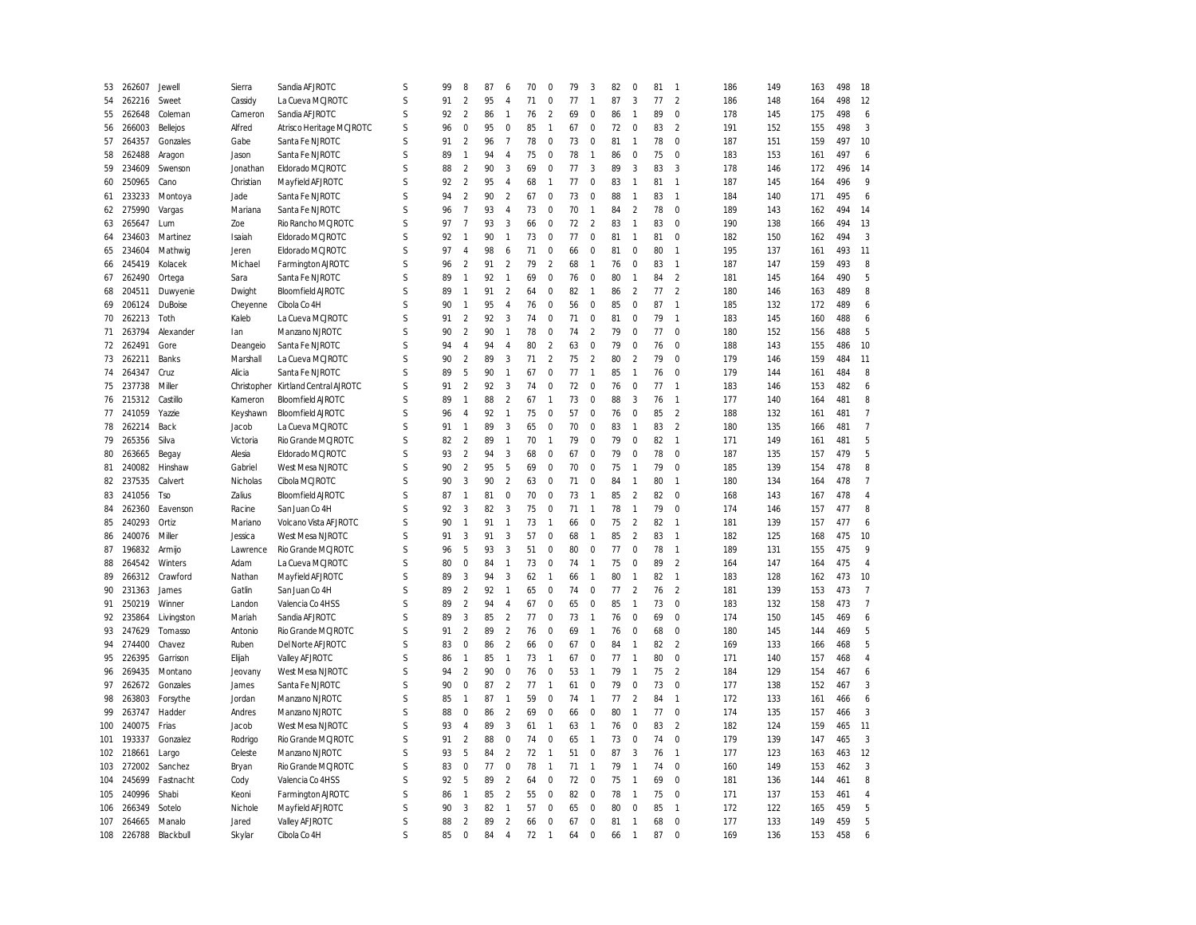| | | | | | | | | | | | | | | | | | | | | | | | | |
|---|---|---|---|---|---|---|---|---|---|---|---|---|---|---|---|---|---|---|---|---|---|---|---|---|
| 53 | 262607 | Jewell | Sierra | Sandia AFJROTC | S | 99 | 8 | 87 | 6 | 70 | 0 | 79 | 3 | 82 | 0 | 81 | 1 | 186 | 149 | 163 | 498 | 18 |
| 54 | 262216 | Sweet | Cassidy | La Cueva MCJROTC | S | 91 | 2 | 95 | 4 | 71 | 0 | 77 | 1 | 87 | 3 | 77 | 2 | 186 | 148 | 164 | 498 | 12 |
| 55 | 262648 | Coleman | Cameron | Sandia AFJROTC | S | 92 | 2 | 86 | 1 | 76 | 2 | 69 | 0 | 86 | 1 | 89 | 0 | 178 | 145 | 175 | 498 | 6 |
| 56 | 266003 | Bellejos | Alfred | Atrisco Heritage MCJROTC | S | 96 | 0 | 95 | 0 | 85 | 1 | 67 | 0 | 72 | 0 | 83 | 2 | 191 | 152 | 155 | 498 | 3 |
| 57 | 264357 | Gonzales | Gabe | Santa Fe NJROTC | S | 91 | 2 | 96 | 7 | 78 | 0 | 73 | 0 | 81 | 1 | 78 | 0 | 187 | 151 | 159 | 497 | 10 |
| 58 | 262488 | Aragon | Jason | Santa Fe NJROTC | S | 89 | 1 | 94 | 4 | 75 | 0 | 78 | 1 | 86 | 0 | 75 | 0 | 183 | 153 | 161 | 497 | 6 |
| 59 | 234609 | Swenson | Jonathan | Eldorado MCJROTC | S | 88 | 2 | 90 | 3 | 69 | 0 | 77 | 3 | 89 | 3 | 83 | 3 | 178 | 146 | 172 | 496 | 14 |
| 60 | 250965 | Cano | Christian | Mayfield AFJROTC | S | 92 | 2 | 95 | 4 | 68 | 1 | 77 | 0 | 83 | 1 | 81 | 1 | 187 | 145 | 164 | 496 | 9 |
| 61 | 233233 | Montoya | Jade | Santa Fe NJROTC | S | 94 | 2 | 90 | 2 | 67 | 0 | 73 | 0 | 88 | 1 | 83 | 1 | 184 | 140 | 171 | 495 | 6 |
| 62 | 275990 | Vargas | Mariana | Santa Fe NJROTC | S | 96 | 7 | 93 | 4 | 73 | 0 | 70 | 1 | 84 | 2 | 78 | 0 | 189 | 143 | 162 | 494 | 14 |
| 63 | 265647 | Lum | Zoe | Rio Rancho MCJROTC | S | 97 | 7 | 93 | 3 | 66 | 0 | 72 | 2 | 83 | 1 | 83 | 0 | 190 | 138 | 166 | 494 | 13 |
| 64 | 234603 | Martinez | Isaiah | Eldorado MCJROTC | S | 92 | 1 | 90 | 1 | 73 | 0 | 77 | 0 | 81 | 1 | 81 | 0 | 182 | 150 | 162 | 494 | 3 |
| 65 | 234604 | Mathwig | Jeren | Eldorado MCJROTC | S | 97 | 4 | 98 | 6 | 71 | 0 | 66 | 0 | 81 | 0 | 80 | 1 | 195 | 137 | 161 | 493 | 11 |
| 66 | 245419 | Kolacek | Michael | Farmington AJROTC | S | 96 | 2 | 91 | 2 | 79 | 2 | 68 | 1 | 76 | 0 | 83 | 1 | 187 | 147 | 159 | 493 | 8 |
| 67 | 262490 | Ortega | Sara | Santa Fe NJROTC | S | 89 | 1 | 92 | 1 | 69 | 0 | 76 | 0 | 80 | 1 | 84 | 2 | 181 | 145 | 164 | 490 | 5 |
| 68 | 204511 | Duwyenie | Dwight | Bloomfield AJROTC | S | 89 | 1 | 91 | 2 | 64 | 0 | 82 | 1 | 86 | 2 | 77 | 2 | 180 | 146 | 163 | 489 | 8 |
| 69 | 206124 | DuBoise | Cheyenne | Cibola Co 4H | S | 90 | 1 | 95 | 4 | 76 | 0 | 56 | 0 | 85 | 0 | 87 | 1 | 185 | 132 | 172 | 489 | 6 |
| 70 | 262213 | Toth | Kaleb | La Cueva MCJROTC | S | 91 | 2 | 92 | 3 | 74 | 0 | 71 | 0 | 81 | 0 | 79 | 1 | 183 | 145 | 160 | 488 | 6 |
| 71 | 263794 | Alexander | Ian | Manzano NJROTC | S | 90 | 2 | 90 | 1 | 78 | 0 | 74 | 2 | 79 | 0 | 77 | 0 | 180 | 152 | 156 | 488 | 5 |
| 72 | 262491 | Gore | Deangeio | Santa Fe NJROTC | S | 94 | 4 | 94 | 4 | 80 | 2 | 63 | 0 | 79 | 0 | 76 | 0 | 188 | 143 | 155 | 486 | 10 |
| 73 | 262211 | Banks | Marshall | La Cueva MCJROTC | S | 90 | 2 | 89 | 3 | 71 | 2 | 75 | 2 | 80 | 2 | 79 | 0 | 179 | 146 | 159 | 484 | 11 |
| 74 | 264347 | Cruz | Alicia | Santa Fe NJROTC | S | 89 | 5 | 90 | 1 | 67 | 0 | 77 | 1 | 85 | 1 | 76 | 0 | 179 | 144 | 161 | 484 | 8 |
| 75 | 237738 | Miller | Christopher | Kirtland Central AJROTC | S | 91 | 2 | 92 | 3 | 74 | 0 | 72 | 0 | 76 | 0 | 77 | 1 | 183 | 146 | 153 | 482 | 6 |
| 76 | 215312 | Castillo | Kameron | Bloomfield AJROTC | S | 89 | 1 | 88 | 2 | 67 | 1 | 73 | 0 | 88 | 3 | 76 | 1 | 177 | 140 | 164 | 481 | 8 |
| 77 | 241059 | Yazzie | Keyshawn | Bloomfield AJROTC | S | 96 | 4 | 92 | 1 | 75 | 0 | 57 | 0 | 76 | 0 | 85 | 2 | 188 | 132 | 161 | 481 | 7 |
| 78 | 262214 | Back | Jacob | La Cueva MCJROTC | S | 91 | 1 | 89 | 3 | 65 | 0 | 70 | 0 | 83 | 1 | 83 | 2 | 180 | 135 | 166 | 481 | 7 |
| 79 | 265356 | Silva | Victoria | Rio Grande MCJROTC | S | 82 | 2 | 89 | 1 | 70 | 1 | 79 | 0 | 79 | 0 | 82 | 1 | 171 | 149 | 161 | 481 | 5 |
| 80 | 263665 | Begay | Alesia | Eldorado MCJROTC | S | 93 | 2 | 94 | 3 | 68 | 0 | 67 | 0 | 79 | 0 | 78 | 0 | 187 | 135 | 157 | 479 | 5 |
| 81 | 240082 | Hinshaw | Gabriel | West Mesa NJROTC | S | 90 | 2 | 95 | 5 | 69 | 0 | 70 | 0 | 75 | 1 | 79 | 0 | 185 | 139 | 154 | 478 | 8 |
| 82 | 237535 | Calvert | Nicholas | Cibola MCJROTC | S | 90 | 3 | 90 | 2 | 63 | 0 | 71 | 0 | 84 | 1 | 80 | 1 | 180 | 134 | 164 | 478 | 7 |
| 83 | 241056 | Tso | Zalius | Bloomfield AJROTC | S | 87 | 1 | 81 | 0 | 70 | 0 | 73 | 1 | 85 | 2 | 82 | 0 | 168 | 143 | 167 | 478 | 4 |
| 84 | 262360 | Eavenson | Racine | San Juan Co 4H | S | 92 | 3 | 82 | 3 | 75 | 0 | 71 | 1 | 78 | 1 | 79 | 0 | 174 | 146 | 157 | 477 | 8 |
| 85 | 240293 | Ortiz | Mariano | Volcano Vista AFJROTC | S | 90 | 1 | 91 | 1 | 73 | 1 | 66 | 0 | 75 | 2 | 82 | 1 | 181 | 139 | 157 | 477 | 6 |
| 86 | 240076 | Miller | Jessica | West Mesa NJROTC | S | 91 | 3 | 91 | 3 | 57 | 0 | 68 | 1 | 85 | 2 | 83 | 1 | 182 | 125 | 168 | 475 | 10 |
| 87 | 196832 | Armijo | Lawrence | Rio Grande MCJROTC | S | 96 | 5 | 93 | 3 | 51 | 0 | 80 | 0 | 77 | 0 | 78 | 1 | 189 | 131 | 155 | 475 | 9 |
| 88 | 264542 | Winters | Adam | La Cueva MCJROTC | S | 80 | 0 | 84 | 1 | 73 | 0 | 74 | 1 | 75 | 0 | 89 | 2 | 164 | 147 | 164 | 475 | 4 |
| 89 | 266312 | Crawford | Nathan | Mayfield AFJROTC | S | 89 | 3 | 94 | 3 | 62 | 1 | 66 | 1 | 80 | 1 | 82 | 1 | 183 | 128 | 162 | 473 | 10 |
| 90 | 231363 | James | Gatlin | San Juan Co 4H | S | 89 | 2 | 92 | 1 | 65 | 0 | 74 | 0 | 77 | 2 | 76 | 2 | 181 | 139 | 153 | 473 | 7 |
| 91 | 250219 | Winner | Landon | Valencia Co 4HSS | S | 89 | 2 | 94 | 4 | 67 | 0 | 65 | 0 | 85 | 1 | 73 | 0 | 183 | 132 | 158 | 473 | 7 |
| 92 | 235864 | Livingston | Mariah | Sandia AFJROTC | S | 89 | 3 | 85 | 2 | 77 | 0 | 73 | 1 | 76 | 0 | 69 | 0 | 174 | 150 | 145 | 469 | 6 |
| 93 | 247629 | Tomasso | Antonio | Rio Grande MCJROTC | S | 91 | 2 | 89 | 2 | 76 | 0 | 69 | 1 | 76 | 0 | 68 | 0 | 180 | 145 | 144 | 469 | 5 |
| 94 | 274400 | Chavez | Ruben | Del Norte AFJROTC | S | 83 | 0 | 86 | 2 | 66 | 0 | 67 | 0 | 84 | 1 | 82 | 2 | 169 | 133 | 166 | 468 | 5 |
| 95 | 226395 | Garrison | Elijah | Valley AFJROTC | S | 86 | 1 | 85 | 1 | 73 | 1 | 67 | 0 | 77 | 1 | 80 | 0 | 171 | 140 | 157 | 468 | 4 |
| 96 | 269435 | Montano | Jeovany | West Mesa NJROTC | S | 94 | 2 | 90 | 0 | 76 | 0 | 53 | 1 | 79 | 1 | 75 | 2 | 184 | 129 | 154 | 467 | 6 |
| 97 | 262672 | Gonzales | James | Santa Fe NJROTC | S | 90 | 0 | 87 | 2 | 77 | 1 | 61 | 0 | 79 | 0 | 73 | 0 | 177 | 138 | 152 | 467 | 3 |
| 98 | 263803 | Forsythe | Jordan | Manzano NJROTC | S | 85 | 1 | 87 | 1 | 59 | 0 | 74 | 1 | 77 | 2 | 84 | 1 | 172 | 133 | 161 | 466 | 6 |
| 99 | 263747 | Hadder | Andres | Manzano NJROTC | S | 88 | 0 | 86 | 2 | 69 | 0 | 66 | 0 | 80 | 1 | 77 | 0 | 174 | 135 | 157 | 466 | 3 |
| 100 | 240075 | Frias | Jacob | West Mesa NJROTC | S | 93 | 4 | 89 | 3 | 61 | 1 | 63 | 1 | 76 | 0 | 83 | 2 | 182 | 124 | 159 | 465 | 11 |
| 101 | 193337 | Gonzalez | Rodrigo | Rio Grande MCJROTC | S | 91 | 2 | 88 | 0 | 74 | 0 | 65 | 1 | 73 | 0 | 74 | 0 | 179 | 139 | 147 | 465 | 3 |
| 102 | 218661 | Largo | Celeste | Manzano NJROTC | S | 93 | 5 | 84 | 2 | 72 | 1 | 51 | 0 | 87 | 3 | 76 | 1 | 177 | 123 | 163 | 463 | 12 |
| 103 | 272002 | Sanchez | Bryan | Rio Grande MCJROTC | S | 83 | 0 | 77 | 0 | 78 | 1 | 71 | 1 | 79 | 1 | 74 | 0 | 160 | 149 | 153 | 462 | 3 |
| 104 | 245699 | Fastnacht | Cody | Valencia Co 4HSS | S | 92 | 5 | 89 | 2 | 64 | 0 | 72 | 0 | 75 | 1 | 69 | 0 | 181 | 136 | 144 | 461 | 8 |
| 105 | 240996 | Shabi | Keoni | Farmington AJROTC | S | 86 | 1 | 85 | 2 | 55 | 0 | 82 | 0 | 78 | 1 | 75 | 0 | 171 | 137 | 153 | 461 | 4 |
| 106 | 266349 | Sotelo | Nichole | Mayfield AFJROTC | S | 90 | 3 | 82 | 1 | 57 | 0 | 65 | 0 | 80 | 0 | 85 | 1 | 172 | 122 | 165 | 459 | 5 |
| 107 | 264665 | Manalo | Jared | Valley AFJROTC | S | 88 | 2 | 89 | 2 | 66 | 0 | 67 | 0 | 81 | 1 | 68 | 0 | 177 | 133 | 149 | 459 | 5 |
| 108 | 226788 | Blackbull | Skylar | Cibola Co 4H | S | 85 | 0 | 84 | 4 | 72 | 1 | 64 | 0 | 66 | 1 | 87 | 0 | 169 | 136 | 153 | 458 | 6 |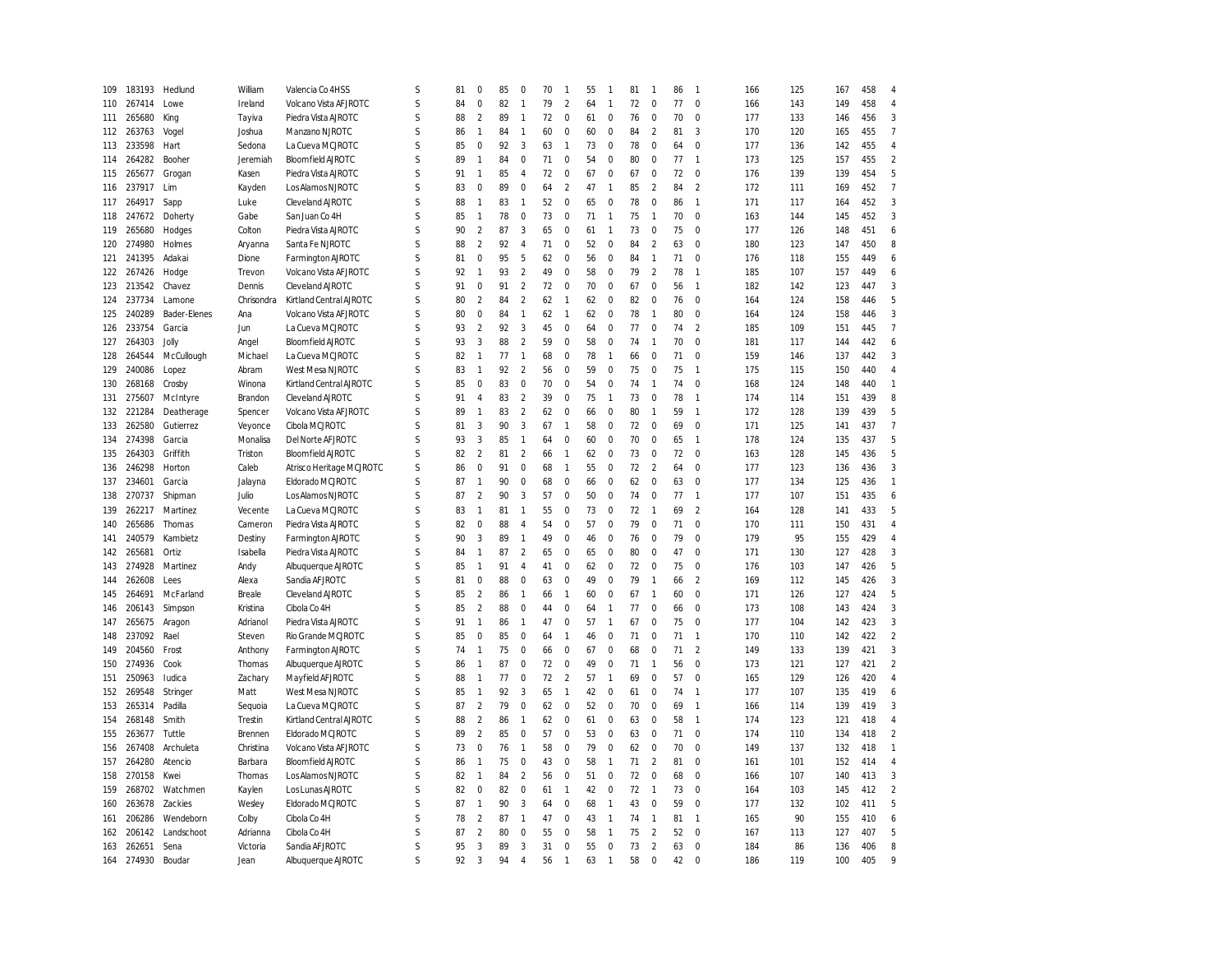| | | | | | | | | | | | | | | | | | | | | | | | |
|---|---|---|---|---|---|---|---|---|---|---|---|---|---|---|---|---|---|---|---|---|---|---|---|
| 109 | 183193 | Hedlund | William | Valencia Co 4HSS | S | 81 | 0 | 85 | 0 | 70 | 1 | 55 | 1 | 81 | 1 | 86 | 1 | 166 | 125 | 167 | 458 | 4 |
| 110 | 267414 | Lowe | Ireland | Volcano Vista AFJROTC | S | 84 | 0 | 82 | 1 | 79 | 2 | 64 | 1 | 72 | 0 | 77 | 0 | 166 | 143 | 149 | 458 | 4 |
| 111 | 265680 | King | Tayiva | Piedra Vista AJROTC | S | 88 | 2 | 89 | 1 | 72 | 0 | 61 | 0 | 76 | 0 | 70 | 0 | 177 | 133 | 146 | 456 | 3 |
| 112 | 263763 | Vogel | Joshua | Manzano NJROTC | S | 86 | 1 | 84 | 1 | 60 | 0 | 60 | 0 | 84 | 2 | 81 | 3 | 170 | 120 | 165 | 455 | 7 |
| 113 | 233598 | Hart | Sedona | La Cueva MCJROTC | S | 85 | 0 | 92 | 3 | 63 | 1 | 73 | 0 | 78 | 0 | 64 | 0 | 177 | 136 | 142 | 455 | 4 |
| 114 | 264282 | Booher | Jeremiah | Bloomfield AJROTC | S | 89 | 1 | 84 | 0 | 71 | 0 | 54 | 0 | 80 | 0 | 77 | 1 | 173 | 125 | 157 | 455 | 2 |
| 115 | 265677 | Grogan | Kasen | Piedra Vista AJROTC | S | 91 | 1 | 85 | 4 | 72 | 0 | 67 | 0 | 67 | 0 | 72 | 0 | 176 | 139 | 139 | 454 | 5 |
| 116 | 237917 | Lim | Kayden | Los Alamos NJROTC | S | 83 | 0 | 89 | 0 | 64 | 2 | 47 | 1 | 85 | 2 | 84 | 2 | 172 | 111 | 169 | 452 | 7 |
| 117 | 264917 | Sapp | Luke | Cleveland AJROTC | S | 88 | 1 | 83 | 1 | 52 | 0 | 65 | 0 | 78 | 0 | 86 | 1 | 171 | 117 | 164 | 452 | 3 |
| 118 | 247672 | Doherty | Gabe | San Juan Co 4H | S | 85 | 1 | 78 | 0 | 73 | 0 | 71 | 1 | 75 | 1 | 70 | 0 | 163 | 144 | 145 | 452 | 3 |
| 119 | 265680 | Hodges | Colton | Piedra Vista AJROTC | S | 90 | 2 | 87 | 3 | 65 | 0 | 61 | 1 | 73 | 0 | 75 | 0 | 177 | 126 | 148 | 451 | 6 |
| 120 | 274980 | Holmes | Aryanna | Santa Fe NJROTC | S | 88 | 2 | 92 | 4 | 71 | 0 | 52 | 0 | 84 | 2 | 63 | 0 | 180 | 123 | 147 | 450 | 8 |
| 121 | 241395 | Adakai | Dione | Farmington AJROTC | S | 81 | 0 | 95 | 5 | 62 | 0 | 56 | 0 | 84 | 1 | 71 | 0 | 176 | 118 | 155 | 449 | 6 |
| 122 | 267426 | Hodge | Trevon | Volcano Vista AFJROTC | S | 92 | 1 | 93 | 2 | 49 | 0 | 58 | 0 | 79 | 2 | 78 | 1 | 185 | 107 | 157 | 449 | 6 |
| 123 | 213542 | Chavez | Dennis | Cleveland AJROTC | S | 91 | 0 | 91 | 2 | 72 | 0 | 70 | 0 | 67 | 0 | 56 | 1 | 182 | 142 | 123 | 447 | 3 |
| 124 | 237734 | Lamone | Chrisondra | Kirtland Central AJROTC | S | 80 | 2 | 84 | 2 | 62 | 1 | 62 | 0 | 82 | 0 | 76 | 0 | 164 | 124 | 158 | 446 | 5 |
| 125 | 240289 | Bader-Elenes | Ana | Volcano Vista AFJROTC | S | 80 | 0 | 84 | 1 | 62 | 1 | 62 | 0 | 78 | 1 | 80 | 0 | 164 | 124 | 158 | 446 | 3 |
| 126 | 233754 | Garcia | Jun | La Cueva MCJROTC | S | 93 | 2 | 92 | 3 | 45 | 0 | 64 | 0 | 77 | 0 | 74 | 2 | 185 | 109 | 151 | 445 | 7 |
| 127 | 264303 | Jolly | Angel | Bloomfield AJROTC | S | 93 | 3 | 88 | 2 | 59 | 0 | 58 | 0 | 74 | 1 | 70 | 0 | 181 | 117 | 144 | 442 | 6 |
| 128 | 264544 | McCullough | Michael | La Cueva MCJROTC | S | 82 | 1 | 77 | 1 | 68 | 0 | 78 | 1 | 66 | 0 | 71 | 0 | 159 | 146 | 137 | 442 | 3 |
| 129 | 240086 | Lopez | Abram | West Mesa NJROTC | S | 83 | 1 | 92 | 2 | 56 | 0 | 59 | 0 | 75 | 0 | 75 | 1 | 175 | 115 | 150 | 440 | 4 |
| 130 | 268168 | Crosby | Winona | Kirtland Central AJROTC | S | 85 | 0 | 83 | 0 | 70 | 0 | 54 | 0 | 74 | 1 | 74 | 0 | 168 | 124 | 148 | 440 | 1 |
| 131 | 275607 | McIntyre | Brandon | Cleveland AJROTC | S | 91 | 4 | 83 | 2 | 39 | 0 | 75 | 1 | 73 | 0 | 78 | 1 | 174 | 114 | 151 | 439 | 8 |
| 132 | 221284 | Deatherage | Spencer | Volcano Vista AFJROTC | S | 89 | 1 | 83 | 2 | 62 | 0 | 66 | 0 | 80 | 1 | 59 | 1 | 172 | 128 | 139 | 439 | 5 |
| 133 | 262580 | Gutierrez | Veyonce | Cibola MCJROTC | S | 81 | 3 | 90 | 3 | 67 | 1 | 58 | 0 | 72 | 0 | 69 | 0 | 171 | 125 | 141 | 437 | 7 |
| 134 | 274398 | Garcia | Monalisa | Del Norte AFJROTC | S | 93 | 3 | 85 | 1 | 64 | 0 | 60 | 0 | 70 | 0 | 65 | 1 | 178 | 124 | 135 | 437 | 5 |
| 135 | 264303 | Griffith | Triston | Bloomfield AJROTC | S | 82 | 2 | 81 | 2 | 66 | 1 | 62 | 0 | 73 | 0 | 72 | 0 | 163 | 128 | 145 | 436 | 5 |
| 136 | 246298 | Horton | Caleb | Atrisco Heritage MCJROTC | S | 86 | 0 | 91 | 0 | 68 | 1 | 55 | 0 | 72 | 2 | 64 | 0 | 177 | 123 | 136 | 436 | 3 |
| 137 | 234601 | Garcia | Jalayna | Eldorado MCJROTC | S | 87 | 1 | 90 | 0 | 68 | 0 | 66 | 0 | 62 | 0 | 63 | 0 | 177 | 134 | 125 | 436 | 1 |
| 138 | 270737 | Shipman | Julio | Los Alamos NJROTC | S | 87 | 2 | 90 | 3 | 57 | 0 | 50 | 0 | 74 | 0 | 77 | 1 | 177 | 107 | 151 | 435 | 6 |
| 139 | 262217 | Martinez | Vecente | La Cueva MCJROTC | S | 83 | 1 | 81 | 1 | 55 | 0 | 73 | 0 | 72 | 1 | 69 | 2 | 164 | 128 | 141 | 433 | 5 |
| 140 | 265686 | Thomas | Cameron | Piedra Vista AJROTC | S | 82 | 0 | 88 | 4 | 54 | 0 | 57 | 0 | 79 | 0 | 71 | 0 | 170 | 111 | 150 | 431 | 4 |
| 141 | 240579 | Kambietz | Destiny | Farmington AJROTC | S | 90 | 3 | 89 | 1 | 49 | 0 | 46 | 0 | 76 | 0 | 79 | 0 | 179 | 95 | 155 | 429 | 4 |
| 142 | 265681 | Ortiz | Isabella | Piedra Vista AJROTC | S | 84 | 1 | 87 | 2 | 65 | 0 | 65 | 0 | 80 | 0 | 47 | 0 | 171 | 130 | 127 | 428 | 3 |
| 143 | 274928 | Martinez | Andy | Albuquerque AJROTC | S | 85 | 1 | 91 | 4 | 41 | 0 | 62 | 0 | 72 | 0 | 75 | 0 | 176 | 103 | 147 | 426 | 5 |
| 144 | 262608 | Lees | Alexa | Sandia AFJROTC | S | 81 | 0 | 88 | 0 | 63 | 0 | 49 | 0 | 79 | 1 | 66 | 2 | 169 | 112 | 145 | 426 | 3 |
| 145 | 264691 | McFarland | Breale | Cleveland AJROTC | S | 85 | 2 | 86 | 1 | 66 | 1 | 60 | 0 | 67 | 1 | 60 | 0 | 171 | 126 | 127 | 424 | 5 |
| 146 | 206143 | Simpson | Kristina | Cibola Co 4H | S | 85 | 2 | 88 | 0 | 44 | 0 | 64 | 1 | 77 | 0 | 66 | 0 | 173 | 108 | 143 | 424 | 3 |
| 147 | 265675 | Aragon | Adrianol | Piedra Vista AJROTC | S | 91 | 1 | 86 | 1 | 47 | 0 | 57 | 1 | 67 | 0 | 75 | 0 | 177 | 104 | 142 | 423 | 3 |
| 148 | 237092 | Rael | Steven | Rio Grande MCJROTC | S | 85 | 0 | 85 | 0 | 64 | 1 | 46 | 0 | 71 | 0 | 71 | 1 | 170 | 110 | 142 | 422 | 2 |
| 149 | 204560 | Frost | Anthony | Farmington AJROTC | S | 74 | 1 | 75 | 0 | 66 | 0 | 67 | 0 | 68 | 0 | 71 | 2 | 149 | 133 | 139 | 421 | 3 |
| 150 | 274936 | Cook | Thomas | Albuquerque AJROTC | S | 86 | 1 | 87 | 0 | 72 | 0 | 49 | 0 | 71 | 1 | 56 | 0 | 173 | 121 | 127 | 421 | 2 |
| 151 | 250963 | Iudica | Zachary | Mayfield AFJROTC | S | 88 | 1 | 77 | 0 | 72 | 2 | 57 | 1 | 69 | 0 | 57 | 0 | 165 | 129 | 126 | 420 | 4 |
| 152 | 269548 | Stringer | Matt | West Mesa NJROTC | S | 85 | 1 | 92 | 3 | 65 | 1 | 42 | 0 | 61 | 0 | 74 | 1 | 177 | 107 | 135 | 419 | 6 |
| 153 | 265314 | Padilla | Sequoia | La Cueva MCJROTC | S | 87 | 2 | 79 | 0 | 62 | 0 | 52 | 0 | 70 | 0 | 69 | 1 | 166 | 114 | 139 | 419 | 3 |
| 154 | 268148 | Smith | Trestin | Kirtland Central AJROTC | S | 88 | 2 | 86 | 1 | 62 | 0 | 61 | 0 | 63 | 0 | 58 | 1 | 174 | 123 | 121 | 418 | 4 |
| 155 | 263677 | Tuttle | Brennen | Eldorado MCJROTC | S | 89 | 2 | 85 | 0 | 57 | 0 | 53 | 0 | 63 | 0 | 71 | 0 | 174 | 110 | 134 | 418 | 2 |
| 156 | 267408 | Archuleta | Christina | Volcano Vista AFJROTC | S | 73 | 0 | 76 | 1 | 58 | 0 | 79 | 0 | 62 | 0 | 70 | 0 | 149 | 137 | 132 | 418 | 1 |
| 157 | 264280 | Atencio | Barbara | Bloomfield AJROTC | S | 86 | 1 | 75 | 0 | 43 | 0 | 58 | 1 | 71 | 2 | 81 | 0 | 161 | 101 | 152 | 414 | 4 |
| 158 | 270158 | Kwei | Thomas | Los Alamos NJROTC | S | 82 | 1 | 84 | 2 | 56 | 0 | 51 | 0 | 72 | 0 | 68 | 0 | 166 | 107 | 140 | 413 | 3 |
| 159 | 268702 | Watchmen | Kaylen | Los Lunas AJROTC | S | 82 | 0 | 82 | 0 | 61 | 1 | 42 | 0 | 72 | 1 | 73 | 0 | 164 | 103 | 145 | 412 | 2 |
| 160 | 263678 | Zackies | Wesley | Eldorado MCJROTC | S | 87 | 1 | 90 | 3 | 64 | 0 | 68 | 1 | 43 | 0 | 59 | 0 | 177 | 132 | 102 | 411 | 5 |
| 161 | 206286 | Wendeborn | Colby | Cibola Co 4H | S | 78 | 2 | 87 | 1 | 47 | 0 | 43 | 1 | 74 | 1 | 81 | 1 | 165 | 90 | 155 | 410 | 6 |
| 162 | 206142 | Landschoot | Adrianna | Cibola Co 4H | S | 87 | 2 | 80 | 0 | 55 | 0 | 58 | 1 | 75 | 2 | 52 | 0 | 167 | 113 | 127 | 407 | 5 |
| 163 | 262651 | Sena | Victoria | Sandia AFJROTC | S | 95 | 3 | 89 | 3 | 31 | 0 | 55 | 0 | 73 | 2 | 63 | 0 | 184 | 86 | 136 | 406 | 8 |
| 164 | 274930 | Boudar | Jean | Albuquerque AJROTC | S | 92 | 3 | 94 | 4 | 56 | 1 | 63 | 1 | 58 | 0 | 42 | 0 | 186 | 119 | 100 | 405 | 9 |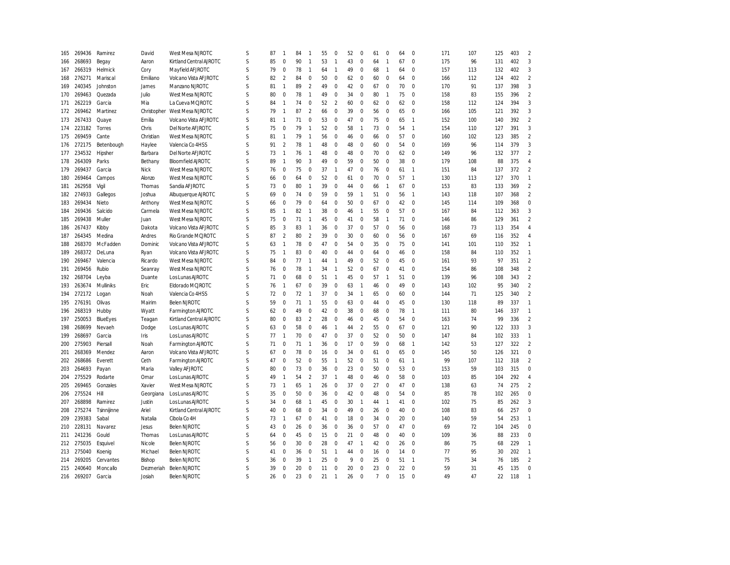| | | | | | | | | | | | | | | | | | | | | | | | |
|---|---|---|---|---|---|---|---|---|---|---|---|---|---|---|---|---|---|---|---|---|---|---|---|
| 165 | 269436 | Ramirez | David | West Mesa NJROTC | S | 87 | 1 | 84 | 1 | 55 | 0 | 52 | 0 | 61 | 0 | 64 | 0 | 171 | 107 | 125 | 403 | 2 |
| 166 | 268693 | Begay | Aaron | Kirtland Central AJROTC | S | 85 | 0 | 90 | 1 | 53 | 1 | 43 | 0 | 64 | 1 | 67 | 0 | 175 | 96 | 131 | 402 | 3 |
| 167 | 266319 | Helmick | Cory | Mayfield AFJROTC | S | 79 | 0 | 78 | 1 | 64 | 1 | 49 | 0 | 68 | 1 | 64 | 0 | 157 | 113 | 132 | 402 | 3 |
| 168 | 276271 | Mariscal | Emiliano | Volcano Vista AFJROTC | S | 82 | 2 | 84 | 0 | 50 | 0 | 62 | 0 | 60 | 0 | 64 | 0 | 166 | 112 | 124 | 402 | 2 |
| 169 | 240345 | Johnston | James | Manzano NJROTC | S | 81 | 1 | 89 | 2 | 49 | 0 | 42 | 0 | 67 | 0 | 70 | 0 | 170 | 91 | 137 | 398 | 3 |
| 170 | 269463 | Quezada | Julio | West Mesa NJROTC | S | 80 | 0 | 78 | 1 | 49 | 0 | 34 | 0 | 80 | 1 | 75 | 0 | 158 | 83 | 155 | 396 | 2 |
| 171 | 262219 | Garcia | Mia | La Cueva MCJROTC | S | 84 | 1 | 74 | 0 | 52 | 2 | 60 | 0 | 62 | 0 | 62 | 0 | 158 | 112 | 124 | 394 | 3 |
| 172 | 269462 | Martinez | Christopher | West Mesa NJROTC | S | 79 | 1 | 87 | 2 | 66 | 0 | 39 | 0 | 56 | 0 | 65 | 0 | 166 | 105 | 121 | 392 | 3 |
| 173 | 267433 | Quaye | Emilia | Volcano Vista AFJROTC | S | 81 | 1 | 71 | 0 | 53 | 0 | 47 | 0 | 75 | 0 | 65 | 1 | 152 | 100 | 140 | 392 | 2 |
| 174 | 223182 | Torres | Chris | Del Norte AFJROTC | S | 75 | 0 | 79 | 1 | 52 | 0 | 58 | 1 | 73 | 0 | 54 | 1 | 154 | 110 | 127 | 391 | 3 |
| 175 | 269459 | Cante | Christian | West Mesa NJROTC | S | 81 | 1 | 79 | 1 | 56 | 0 | 46 | 0 | 66 | 0 | 57 | 0 | 160 | 102 | 123 | 385 | 2 |
| 176 | 272175 | Betenbough | Haylee | Valencia Co 4HSS | S | 91 | 2 | 78 | 1 | 48 | 0 | 48 | 0 | 60 | 0 | 54 | 0 | 169 | 96 | 114 | 379 | 3 |
| 177 | 234532 | Hipsher | Barbara | Del Norte AFJROTC | S | 73 | 1 | 76 | 1 | 48 | 0 | 48 | 0 | 70 | 0 | 62 | 0 | 149 | 96 | 132 | 377 | 2 |
| 178 | 264309 | Parks | Bethany | Bloomfield AJROTC | S | 89 | 1 | 90 | 3 | 49 | 0 | 59 | 0 | 50 | 0 | 38 | 0 | 179 | 108 | 88 | 375 | 4 |
| 179 | 269437 | Garcia | Nick | West Mesa NJROTC | S | 76 | 0 | 75 | 0 | 37 | 1 | 47 | 0 | 76 | 0 | 61 | 1 | 151 | 84 | 137 | 372 | 2 |
| 180 | 269464 | Campos | Alonzo | West Mesa NJROTC | S | 66 | 0 | 64 | 0 | 52 | 0 | 61 | 0 | 70 | 0 | 57 | 1 | 130 | 113 | 127 | 370 | 1 |
| 181 | 262958 | Vigil | Thomas | Sandia AFJROTC | S | 73 | 0 | 80 | 1 | 39 | 0 | 44 | 0 | 66 | 1 | 67 | 0 | 153 | 83 | 133 | 369 | 2 |
| 182 | 274933 | Gallegos | Joshua | Albuquerque AJROTC | S | 69 | 0 | 74 | 0 | 59 | 0 | 59 | 1 | 51 | 0 | 56 | 1 | 143 | 118 | 107 | 368 | 2 |
| 183 | 269434 | Nieto | Anthony | West Mesa NJROTC | S | 66 | 0 | 79 | 0 | 64 | 0 | 50 | 0 | 67 | 0 | 42 | 0 | 145 | 114 | 109 | 368 | 0 |
| 184 | 269436 | Salcido | Carmela | West Mesa NJROTC | S | 85 | 1 | 82 | 1 | 38 | 0 | 46 | 1 | 55 | 0 | 57 | 0 | 167 | 84 | 112 | 363 | 3 |
| 185 | 269438 | Muller | Juan | West Mesa NJROTC | S | 75 | 0 | 71 | 1 | 45 | 0 | 41 | 0 | 58 | 1 | 71 | 0 | 146 | 86 | 129 | 361 | 2 |
| 186 | 267437 | Kibby | Dakota | Volcano Vista AFJROTC | S | 85 | 3 | 83 | 1 | 36 | 0 | 37 | 0 | 57 | 0 | 56 | 0 | 168 | 73 | 113 | 354 | 4 |
| 187 | 264345 | Medina | Andres | Rio Grande MCJROTC | S | 87 | 2 | 80 | 2 | 39 | 0 | 30 | 0 | 60 | 0 | 56 | 0 | 167 | 69 | 116 | 352 | 4 |
| 188 | 268370 | McFadden | Dominic | Volcano Vista AFJROTC | S | 63 | 1 | 78 | 0 | 47 | 0 | 54 | 0 | 35 | 0 | 75 | 0 | 141 | 101 | 110 | 352 | 1 |
| 189 | 268372 | DeLuna | Ryan | Volcano Vista AFJROTC | S | 75 | 1 | 83 | 0 | 40 | 0 | 44 | 0 | 64 | 0 | 46 | 0 | 158 | 84 | 110 | 352 | 1 |
| 190 | 269467 | Valencia | Ricardo | West Mesa NJROTC | S | 84 | 0 | 77 | 1 | 44 | 1 | 49 | 0 | 52 | 0 | 45 | 0 | 161 | 93 | 97 | 351 | 2 |
| 191 | 269456 | Rubio | Seanray | West Mesa NJROTC | S | 76 | 0 | 78 | 1 | 34 | 1 | 52 | 0 | 67 | 0 | 41 | 0 | 154 | 86 | 108 | 348 | 2 |
| 192 | 268704 | Leyba | Duante | Los Lunas AJROTC | S | 71 | 0 | 68 | 0 | 51 | 1 | 45 | 0 | 57 | 1 | 51 | 0 | 139 | 96 | 108 | 343 | 2 |
| 193 | 263674 | Mulliniks | Eric | Eldorado MCJROTC | S | 76 | 1 | 67 | 0 | 39 | 0 | 63 | 1 | 46 | 0 | 49 | 0 | 143 | 102 | 95 | 340 | 2 |
| 194 | 272172 | Logan | Noah | Valencia Co 4HSS | S | 72 | 0 | 72 | 1 | 37 | 0 | 34 | 1 | 65 | 0 | 60 | 0 | 144 | 71 | 125 | 340 | 2 |
| 195 | 276191 | Olivas | Mairim | Belen NJROTC | S | 59 | 0 | 71 | 1 | 55 | 0 | 63 | 0 | 44 | 0 | 45 | 0 | 130 | 118 | 89 | 337 | 1 |
| 196 | 268319 | Hubby | Wyatt | Farmington AJROTC | S | 62 | 0 | 49 | 0 | 42 | 0 | 38 | 0 | 68 | 0 | 78 | 1 | 111 | 80 | 146 | 337 | 1 |
| 197 | 250053 | BlueEyes | Teagan | Kirtland Central AJROTC | S | 80 | 0 | 83 | 2 | 28 | 0 | 46 | 0 | 45 | 0 | 54 | 0 | 163 | 74 | 99 | 336 | 2 |
| 198 | 268699 | Nevaeh | Dodge | Los Lunas AJROTC | S | 63 | 0 | 58 | 0 | 46 | 1 | 44 | 2 | 55 | 0 | 67 | 0 | 121 | 90 | 122 | 333 | 3 |
| 199 | 268697 | Garcia | Iris | Los Lunas AJROTC | S | 77 | 1 | 70 | 0 | 47 | 0 | 37 | 0 | 52 | 0 | 50 | 0 | 147 | 84 | 102 | 333 | 1 |
| 200 | 275903 | Piersall | Noah | Farmington AJROTC | S | 71 | 0 | 71 | 1 | 36 | 0 | 17 | 0 | 59 | 0 | 68 | 1 | 142 | 53 | 127 | 322 | 2 |
| 201 | 268369 | Mendez | Aaron | Volcano Vista AFJROTC | S | 67 | 0 | 78 | 0 | 16 | 0 | 34 | 0 | 61 | 0 | 65 | 0 | 145 | 50 | 126 | 321 | 0 |
| 202 | 268686 | Everett | Ceth | Farmington AJROTC | S | 47 | 0 | 52 | 0 | 55 | 1 | 52 | 0 | 51 | 0 | 61 | 1 | 99 | 107 | 112 | 318 | 2 |
| 203 | 264693 | Payan | Maria | Valley AFJROTC | S | 80 | 0 | 73 | 0 | 36 | 0 | 23 | 0 | 50 | 0 | 53 | 0 | 153 | 59 | 103 | 315 | 0 |
| 204 | 275529 | Rodarte | Omar | Los Lunas AJROTC | S | 49 | 1 | 54 | 2 | 37 | 1 | 48 | 0 | 46 | 0 | 58 | 0 | 103 | 85 | 104 | 292 | 4 |
| 205 | 269465 | Gonzales | Xavier | West Mesa NJROTC | S | 73 | 1 | 65 | 1 | 26 | 0 | 37 | 0 | 27 | 0 | 47 | 0 | 138 | 63 | 74 | 275 | 2 |
| 206 | 275524 | Hill | Georgiana | Los Lunas AJROTC | S | 35 | 0 | 50 | 0 | 36 | 0 | 42 | 0 | 48 | 0 | 54 | 0 | 85 | 78 | 102 | 265 | 0 |
| 207 | 268898 | Ramirez | Justin | Los Lunas AJROTC | S | 34 | 0 | 68 | 1 | 45 | 0 | 30 | 1 | 44 | 1 | 41 | 0 | 102 | 75 | 85 | 262 | 3 |
| 208 | 275274 | Tsinnijinne | Ariel | Kirtland Central AJROTC | S | 40 | 0 | 68 | 0 | 34 | 0 | 49 | 0 | 26 | 0 | 40 | 0 | 108 | 83 | 66 | 257 | 0 |
| 209 | 239383 | Sabal | Natalia | Cibola Co 4H | S | 73 | 1 | 67 | 0 | 41 | 0 | 18 | 0 | 34 | 0 | 20 | 0 | 140 | 59 | 54 | 253 | 1 |
| 210 | 228131 | Navarez | Jesus | Belen NJROTC | S | 43 | 0 | 26 | 0 | 36 | 0 | 36 | 0 | 57 | 0 | 47 | 0 | 69 | 72 | 104 | 245 | 0 |
| 211 | 241236 | Gould | Thomas | Los Lunas AJROTC | S | 64 | 0 | 45 | 0 | 15 | 0 | 21 | 0 | 48 | 0 | 40 | 0 | 109 | 36 | 88 | 233 | 0 |
| 212 | 275035 | Esquivel | Nicole | Belen NJROTC | S | 56 | 0 | 30 | 0 | 28 | 0 | 47 | 1 | 42 | 0 | 26 | 0 | 86 | 75 | 68 | 229 | 1 |
| 213 | 275040 | Koenig | Michael | Belen NJROTC | S | 41 | 0 | 36 | 0 | 51 | 1 | 44 | 0 | 16 | 0 | 14 | 0 | 77 | 95 | 30 | 202 | 1 |
| 214 | 269205 | Cervantes | Bishop | Belen NJROTC | S | 36 | 0 | 39 | 1 | 25 | 0 | 9 | 0 | 25 | 0 | 51 | 1 | 75 | 34 | 76 | 185 | 2 |
| 215 | 240640 | Moncallo | Dezmeriah | Belen NJROTC | S | 39 | 0 | 20 | 0 | 11 | 0 | 20 | 0 | 23 | 0 | 22 | 0 | 59 | 31 | 45 | 135 | 0 |
| 216 | 269207 | Garcia | Josiah | Belen NJROTC | S | 26 | 0 | 23 | 0 | 21 | 1 | 26 | 0 | 7 | 0 | 15 | 0 | 49 | 47 | 22 | 118 | 1 |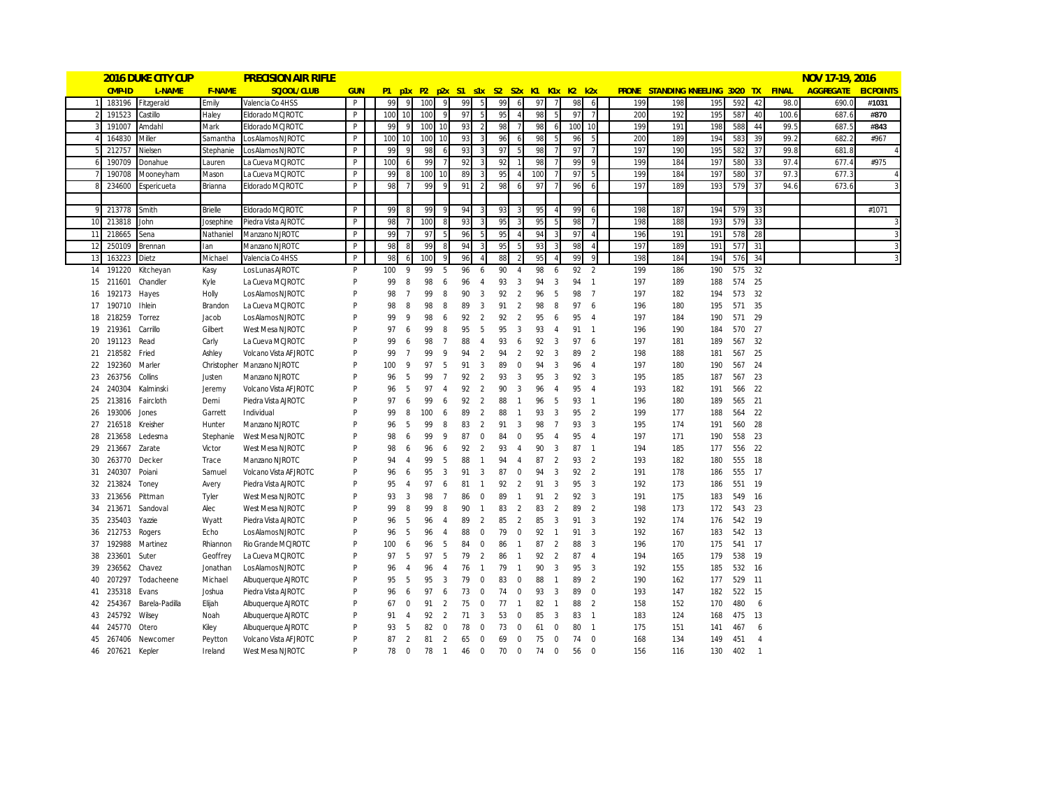| | 2016 DUKE CITY CUP | | | PRECISION AIR RIFLE | | | | | | | | | | | | | | | | | | | | | | | | NOV 17-19, 2016 | |
|---|---|---|---|---|---|---|---|---|---|---|---|---|---|---|---|---|---|---|---|---|---|---|---|---|---|---|---|---|
| | CMP-ID | L-NAME | F-NAME | SCJOOL/CLUB | GUN | P1 | p1x | P2 | p2x | S1 | s1x | S2 | S2x | K1 | K1x | K2 | k2x | PRONE | STANDING | KNEELING | 3X20 | TX | FINAL | AGGREGATE | EIC POINTS |
| 1 | 183196 | Fitzgerald | Emily | Valencia Co 4HSS | P | 99 | 9 | 100 | 9 | 99 | 5 | 99 | 6 | 97 | 7 | 98 | 6 | 199 | 198 | 195 | 592 | 42 | 98.0 | 690.0 | #1031 |
| 2 | 191523 | Castillo | Haley | Eldorado MCJROTC | P | 100 | 10 | 100 | 9 | 97 | 5 | 95 | 4 | 98 | 5 | 97 | 7 | 200 | 192 | 195 | 587 | 40 | 100.6 | 687.6 | #870 |
| 3 | 191007 | Amdahl | Mark | Eldorado MCJROTC | P | 99 | 9 | 100 | 10 | 93 | 2 | 98 | 7 | 98 | 6 | 100 | 10 | 199 | 191 | 198 | 588 | 44 | 99.5 | 687.5 | #843 |
| 4 | 164830 | Miller | Samantha | Los Alamos NJROTC | P | 100 | 10 | 100 | 10 | 93 | 3 | 96 | 6 | 98 | 5 | 96 | 5 | 200 | 189 | 194 | 583 | 39 | 99.2 | 682.2 | #967 |
| 5 | 212757 | Nielsen | Stephanie | Los Alamos NJROTC | P | 99 | 9 | 98 | 6 | 93 | 3 | 97 | 5 | 98 | 7 | 97 | 7 | 197 | 190 | 195 | 582 | 37 | 99.8 | 681.8 | 4 |
| 6 | 190709 | Donahue | Lauren | La Cueva MCJROTC | P | 100 | 6 | 99 | 7 | 92 | 3 | 92 | 1 | 98 | 7 | 99 | 9 | 199 | 184 | 197 | 580 | 33 | 97.4 | 677.4 | #975 |
| 7 | 190708 | Mooneyham | Mason | La Cueva MCJROTC | P | 99 | 8 | 100 | 10 | 89 | 3 | 95 | 4 | 100 | 7 | 97 | 5 | 199 | 184 | 197 | 580 | 37 | 97.3 | 677.3 | 4 |
| 8 | 234600 | Espericueta | Brianna | Eldorado MCJROTC | P | 98 | 7 | 99 | 9 | 91 | 2 | 98 | 6 | 97 | 7 | 96 | 6 | 197 | 189 | 193 | 579 | 37 | 94.6 | 673.6 | 3 |
| 9 | 213778 | Smith | Brielle | Eldorado MCJROTC | P | 99 | 8 | 99 | 9 | 94 | 3 | 93 | 3 | 95 | 4 | 99 | 6 | 198 | 187 | 194 | 579 | 33 | | | #1071 |
| 10 | 213818 | John | Josephine | Piedra Vista AJROTC | P | 98 | 7 | 100 | 8 | 93 | 3 | 95 | 3 | 95 | 5 | 98 | 7 | 198 | 188 | 193 | 579 | 33 | | | 3 |
| 11 | 218665 | Sena | Nathaniel | Manzano NJROTC | P | 99 | 7 | 97 | 5 | 96 | 5 | 95 | 4 | 94 | 3 | 97 | 4 | 196 | 191 | 191 | 578 | 28 | | | 3 |
| 12 | 250109 | Brennan | Ian | Manzano NJROTC | P | 98 | 8 | 99 | 8 | 94 | 3 | 95 | 5 | 93 | 3 | 98 | 4 | 197 | 189 | 191 | 577 | 31 | | | 3 |
| 13 | 163223 | Dietz | Michael | Valencia Co 4HSS | P | 98 | 6 | 100 | 9 | 96 | 4 | 88 | 2 | 95 | 4 | 99 | 9 | 198 | 184 | 194 | 576 | 34 | | | 3 |
| 14 | 191220 | Kitcheyan | Kasy | Los Lunas AJROTC | P | 100 | 9 | 99 | 5 | 96 | 6 | 90 | 4 | 98 | 6 | 92 | 2 | 199 | 186 | 190 | 575 | 32 | | | |
| 15 | 211601 | Chandler | Kyle | La Cueva MCJROTC | P | 99 | 8 | 98 | 6 | 96 | 4 | 93 | 3 | 94 | 3 | 94 | 1 | 197 | 189 | 188 | 574 | 25 | | | |
| 16 | 192173 | Hayes | Holly | Los Alamos NJROTC | P | 98 | 7 | 99 | 8 | 90 | 3 | 92 | 2 | 96 | 5 | 98 | 7 | 197 | 182 | 194 | 573 | 32 | | | |
| 17 | 190710 | Ihlein | Brandon | La Cueva MCJROTC | P | 98 | 8 | 98 | 8 | 89 | 3 | 91 | 2 | 98 | 8 | 97 | 6 | 196 | 180 | 195 | 571 | 35 | | | |
| 18 | 218259 | Torrez | Jacob | Los Alamos NJROTC | P | 99 | 9 | 98 | 6 | 92 | 2 | 92 | 2 | 95 | 6 | 95 | 4 | 197 | 184 | 190 | 571 | 29 | | | |
| 19 | 219361 | Carrillo | Gilbert | West Mesa NJROTC | P | 97 | 6 | 99 | 8 | 95 | 5 | 95 | 3 | 93 | 4 | 91 | 1 | 196 | 190 | 184 | 570 | 27 | | | |
| 20 | 191123 | Read | Carly | La Cueva MCJROTC | P | 99 | 6 | 98 | 7 | 88 | 4 | 93 | 6 | 92 | 3 | 97 | 6 | 197 | 181 | 189 | 567 | 32 | | | |
| 21 | 218582 | Fried | Ashley | Volcano Vista AFJROTC | P | 99 | 7 | 99 | 9 | 94 | 2 | 94 | 2 | 92 | 3 | 89 | 2 | 198 | 188 | 181 | 567 | 25 | | | |
| 22 | 192360 | Marler | Christopher | Manzano NJROTC | P | 100 | 9 | 97 | 5 | 91 | 3 | 89 | 0 | 94 | 3 | 96 | 4 | 197 | 180 | 190 | 567 | 24 | | | |
| 23 | 263756 | Collins | Justen | Manzano NJROTC | P | 96 | 5 | 99 | 7 | 92 | 2 | 93 | 3 | 95 | 3 | 92 | 3 | 195 | 185 | 187 | 567 | 23 | | | |
| 24 | 240304 | Kalminski | Jeremy | Volcano Vista AFJROTC | P | 96 | 5 | 97 | 4 | 92 | 2 | 90 | 3 | 96 | 4 | 95 | 4 | 193 | 182 | 191 | 566 | 22 | | | |
| 25 | 213816 | Faircloth | Demi | Piedra Vista AJROTC | P | 97 | 6 | 99 | 6 | 92 | 2 | 88 | 1 | 96 | 5 | 93 | 1 | 196 | 180 | 189 | 565 | 21 | | | |
| 26 | 193006 | Jones | Garrett | Individual | P | 99 | 8 | 100 | 6 | 89 | 2 | 88 | 1 | 93 | 3 | 95 | 2 | 199 | 177 | 188 | 564 | 22 | | | |
| 27 | 216518 | Kreisher | Hunter | Manzano NJROTC | P | 96 | 5 | 99 | 8 | 83 | 2 | 91 | 3 | 98 | 7 | 93 | 3 | 195 | 174 | 191 | 560 | 28 | | | |
| 28 | 213658 | Ledesma | Stephanie | West Mesa NJROTC | P | 98 | 6 | 99 | 9 | 87 | 0 | 84 | 0 | 95 | 4 | 95 | 4 | 197 | 171 | 190 | 558 | 23 | | | |
| 29 | 213667 | Zarate | Victor | West Mesa NJROTC | P | 98 | 6 | 96 | 6 | 92 | 2 | 93 | 4 | 90 | 3 | 87 | 1 | 194 | 185 | 177 | 556 | 22 | | | |
| 30 | 263770 | Decker | Trace | Manzano NJROTC | P | 94 | 4 | 99 | 5 | 88 | 1 | 94 | 4 | 87 | 2 | 93 | 2 | 193 | 182 | 180 | 555 | 18 | | | |
| 31 | 240307 | Poiani | Samuel | Volcano Vista AFJROTC | P | 96 | 6 | 95 | 3 | 91 | 3 | 87 | 0 | 94 | 3 | 92 | 2 | 191 | 178 | 186 | 555 | 17 | | | |
| 32 | 213824 | Toney | Avery | Piedra Vista AJROTC | P | 95 | 4 | 97 | 6 | 81 | 1 | 92 | 2 | 91 | 3 | 95 | 3 | 192 | 173 | 186 | 551 | 19 | | | |
| 33 | 213656 | Pittman | Tyler | West Mesa NJROTC | P | 93 | 3 | 98 | 7 | 86 | 0 | 89 | 1 | 91 | 2 | 92 | 3 | 191 | 175 | 183 | 549 | 16 | | | |
| 34 | 213671 | Sandoval | Alec | West Mesa NJROTC | P | 99 | 8 | 99 | 8 | 90 | 1 | 83 | 2 | 83 | 2 | 89 | 2 | 198 | 173 | 172 | 543 | 23 | | | |
| 35 | 235403 | Yazzie | Wyatt | Piedra Vista AJROTC | P | 96 | 5 | 96 | 4 | 89 | 2 | 85 | 2 | 85 | 3 | 91 | 3 | 192 | 174 | 176 | 542 | 19 | | | |
| 36 | 212753 | Rogers | Echo | Los Alamos NJROTC | P | 96 | 5 | 96 | 4 | 88 | 0 | 79 | 0 | 92 | 1 | 91 | 3 | 192 | 167 | 183 | 542 | 13 | | | |
| 37 | 192988 | Martinez | Rhiannon | Rio Grande MCJROTC | P | 100 | 6 | 96 | 5 | 84 | 0 | 86 | 1 | 87 | 2 | 88 | 3 | 196 | 170 | 175 | 541 | 17 | | | |
| 38 | 233601 | Suter | Geoffrey | La Cueva MCJROTC | P | 97 | 5 | 97 | 5 | 79 | 2 | 86 | 1 | 92 | 2 | 87 | 4 | 194 | 165 | 179 | 538 | 19 | | | |
| 39 | 236562 | Chavez | Jonathan | Los Alamos NJROTC | P | 96 | 4 | 96 | 4 | 76 | 1 | 79 | 1 | 90 | 3 | 95 | 3 | 192 | 155 | 185 | 532 | 16 | | | |
| 40 | 207297 | Todacheene | Michael | Albuquerque AJROTC | P | 95 | 5 | 95 | 3 | 79 | 0 | 83 | 0 | 88 | 1 | 89 | 2 | 190 | 162 | 177 | 529 | 11 | | | |
| 41 | 235318 | Evans | Joshua | Piedra Vista AJROTC | P | 96 | 6 | 97 | 6 | 73 | 0 | 74 | 0 | 93 | 3 | 89 | 0 | 193 | 147 | 182 | 522 | 15 | | | |
| 42 | 254367 | Barela-Padilla | Elijah | Albuquerque AJROTC | P | 67 | 0 | 91 | 2 | 75 | 0 | 77 | 1 | 82 | 1 | 88 | 2 | 158 | 152 | 170 | 480 | 6 | | | |
| 43 | 245792 | Wilsey | Noah | Albuquerque AJROTC | P | 91 | 4 | 92 | 2 | 71 | 3 | 53 | 0 | 85 | 3 | 83 | 1 | 183 | 124 | 168 | 475 | 13 | | | |
| 44 | 245770 | Otero | Kiley | Albuquerque AJROTC | P | 93 | 5 | 82 | 0 | 78 | 0 | 73 | 0 | 61 | 0 | 80 | 1 | 175 | 151 | 141 | 467 | 6 | | | |
| 45 | 267406 | Newcomer | Peytton | Volcano Vista AFJROTC | P | 87 | 2 | 81 | 2 | 65 | 0 | 69 | 0 | 75 | 0 | 74 | 0 | 168 | 134 | 149 | 451 | 4 | | | |
| 46 | 207621 | Kepler | Ireland | West Mesa NJROTC | P | 78 | 0 | 78 | 1 | 46 | 0 | 70 | 0 | 74 | 0 | 56 | 0 | 156 | 116 | 130 | 402 | 1 | | | |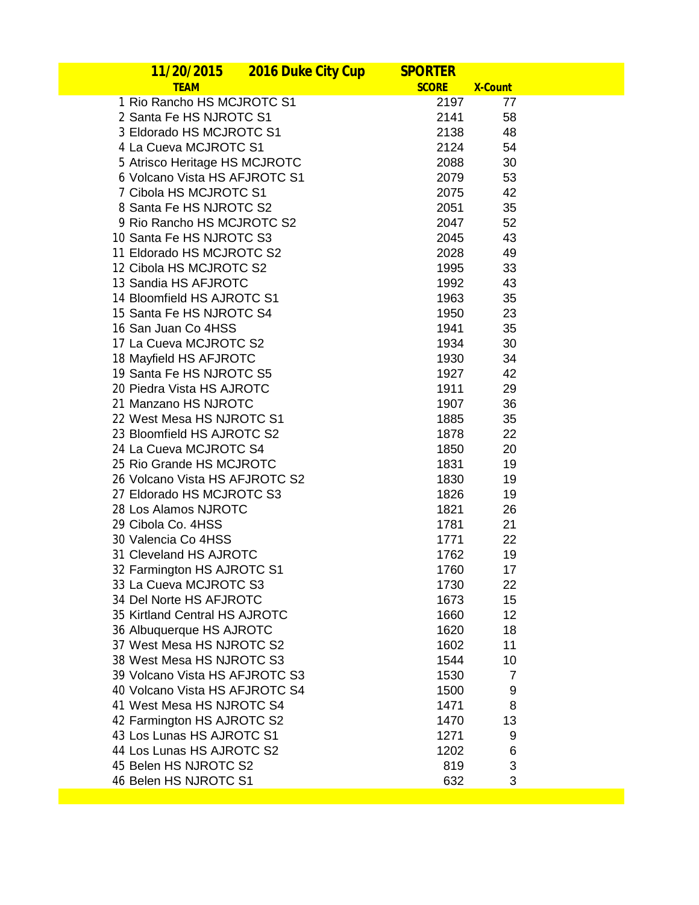| 11/20/2015 | 2016 Duke City Cup | SPORTER | |
|---|---|---|---|
| | TEAM | SCORE | X-Count |
| 1 | Rio Rancho HS MCJROTC S1 | 2197 | 77 |
| 2 | Santa Fe HS NJROTC S1 | 2141 | 58 |
| 3 | Eldorado HS MCJROTC S1 | 2138 | 48 |
| 4 | La Cueva MCJROTC S1 | 2124 | 54 |
| 5 | Atrisco Heritage HS MCJROTC | 2088 | 30 |
| 6 | Volcano Vista HS AFJROTC S1 | 2079 | 53 |
| 7 | Cibola HS MCJROTC S1 | 2075 | 42 |
| 8 | Santa Fe HS NJROTC S2 | 2051 | 35 |
| 9 | Rio Rancho HS MCJROTC S2 | 2047 | 52 |
| 10 | Santa Fe HS NJROTC S3 | 2045 | 43 |
| 11 | Eldorado HS MCJROTC S2 | 2028 | 49 |
| 12 | Cibola HS MCJROTC S2 | 1995 | 33 |
| 13 | Sandia HS AFJROTC | 1992 | 43 |
| 14 | Bloomfield HS AJROTC S1 | 1963 | 35 |
| 15 | Santa Fe HS NJROTC S4 | 1950 | 23 |
| 16 | San Juan Co 4HSS | 1941 | 35 |
| 17 | La Cueva MCJROTC S2 | 1934 | 30 |
| 18 | Mayfield HS AFJROTC | 1930 | 34 |
| 19 | Santa Fe HS NJROTC S5 | 1927 | 42 |
| 20 | Piedra Vista HS AJROTC | 1911 | 29 |
| 21 | Manzano HS NJROTC | 1907 | 36 |
| 22 | West Mesa HS NJROTC S1 | 1885 | 35 |
| 23 | Bloomfield HS AJROTC S2 | 1878 | 22 |
| 24 | La Cueva MCJROTC S4 | 1850 | 20 |
| 25 | Rio Grande HS MCJROTC | 1831 | 19 |
| 26 | Volcano Vista HS AFJROTC S2 | 1830 | 19 |
| 27 | Eldorado HS MCJROTC S3 | 1826 | 19 |
| 28 | Los Alamos NJROTC | 1821 | 26 |
| 29 | Cibola Co. 4HSS | 1781 | 21 |
| 30 | Valencia Co 4HSS | 1771 | 22 |
| 31 | Cleveland HS AJROTC | 1762 | 19 |
| 32 | Farmington HS AJROTC S1 | 1760 | 17 |
| 33 | La Cueva MCJROTC S3 | 1730 | 22 |
| 34 | Del Norte HS AFJROTC | 1673 | 15 |
| 35 | Kirtland Central HS AJROTC | 1660 | 12 |
| 36 | Albuquerque HS AJROTC | 1620 | 18 |
| 37 | West Mesa HS NJROTC S2 | 1602 | 11 |
| 38 | West Mesa HS NJROTC S3 | 1544 | 10 |
| 39 | Volcano Vista HS AFJROTC S3 | 1530 | 7 |
| 40 | Volcano Vista HS AFJROTC S4 | 1500 | 9 |
| 41 | West Mesa HS NJROTC S4 | 1471 | 8 |
| 42 | Farmington HS AJROTC S2 | 1470 | 13 |
| 43 | Los Lunas HS AJROTC S1 | 1271 | 9 |
| 44 | Los Lunas HS AJROTC S2 | 1202 | 6 |
| 45 | Belen HS NJROTC S2 | 819 | 3 |
| 46 | Belen HS NJROTC S1 | 632 | 3 |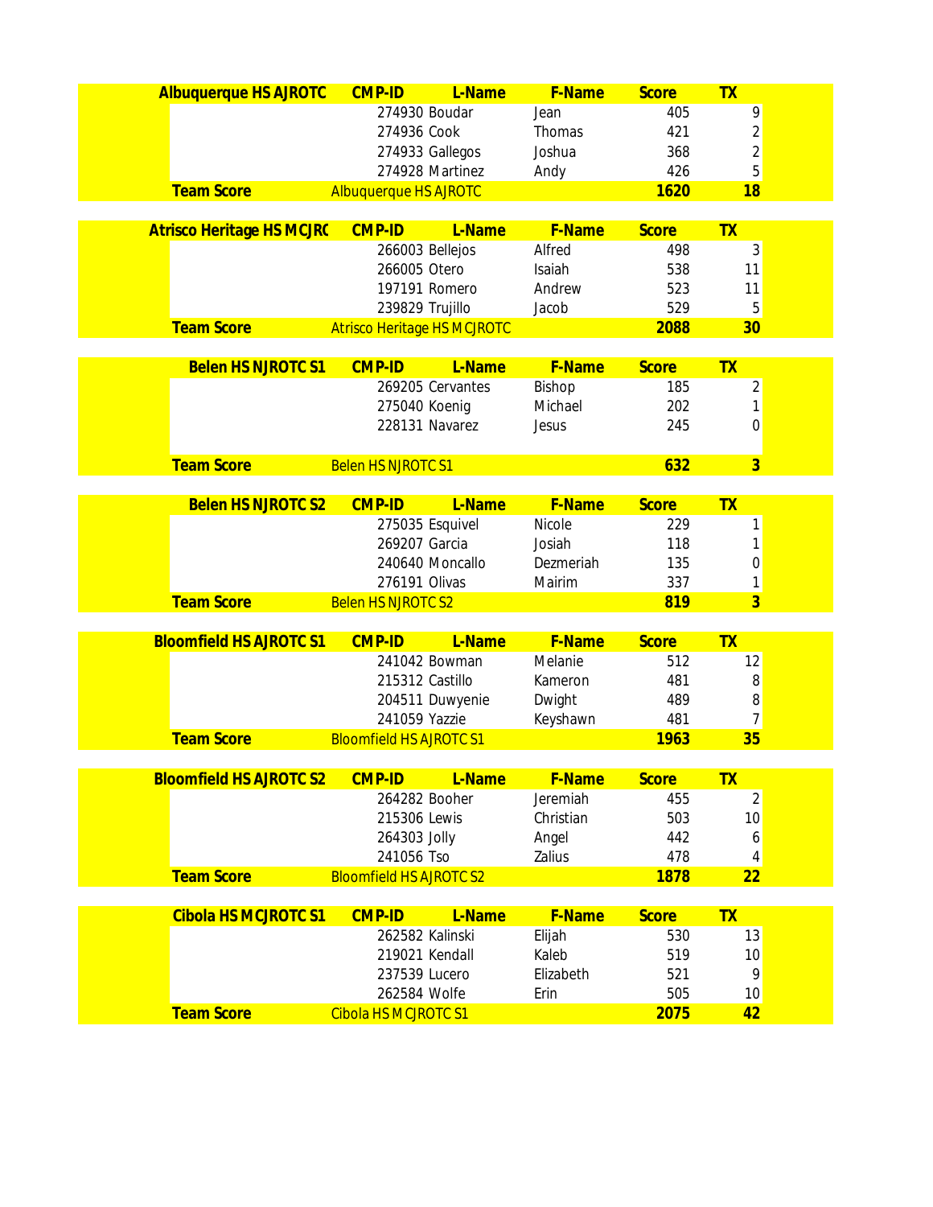| Albuquerque HS AJROTC | CMP-ID | L-Name | F-Name | Score | TX |
|---|---|---|---|---|---|
| | 274930 | Boudar | Jean | 405 | 9 |
| | 274936 | Cook | Thomas | 421 | 2 |
| | 274933 | Gallegos | Joshua | 368 | 2 |
| | 274928 | Martinez | Andy | 426 | 5 |
| **Team Score** | Albuquerque HS AJROTC | | | **1620** | **18** |

| Atrisco Heritage HS MCJRC | CMP-ID | L-Name | F-Name | Score | TX |
|---|---|---|---|---|---|
| | 266003 | Bellejos | Alfred | 498 | 3 |
| | 266005 | Otero | Isaiah | 538 | 11 |
| | 197191 | Romero | Andrew | 523 | 11 |
| | 239829 | Trujillo | Jacob | 529 | 5 |
| **Team Score** | Atrisco Heritage HS MCJROTC | | | **2088** | **30** |

| Belen HS NJROTC S1 | CMP-ID | L-Name | F-Name | Score | TX |
|---|---|---|---|---|---|
| | 269205 | Cervantes | Bishop | 185 | 2 |
| | 275040 | Koenig | Michael | 202 | 1 |
| | 228131 | Navarez | Jesus | 245 | 0 |
| **Team Score** | Belen HS NJROTC S1 | | | **632** | **3** |

| Belen HS NJROTC S2 | CMP-ID | L-Name | F-Name | Score | TX |
|---|---|---|---|---|---|
| | 275035 | Esquivel | Nicole | 229 | 1 |
| | 269207 | Garcia | Josiah | 118 | 1 |
| | 240640 | Moncallo | Dezmeriah | 135 | 0 |
| | 276191 | Olivas | Mairim | 337 | 1 |
| **Team Score** | Belen HS NJROTC S2 | | | **819** | **3** |

| Bloomfield HS AJROTC S1 | CMP-ID | L-Name | F-Name | Score | TX |
|---|---|---|---|---|---|
| | 241042 | Bowman | Melanie | 512 | 12 |
| | 215312 | Castillo | Kameron | 481 | 8 |
| | 204511 | Duwyenie | Dwight | 489 | 8 |
| | 241059 | Yazzie | Keyshawn | 481 | 7 |
| **Team Score** | Bloomfield HS AJROTC S1 | | | **1963** | **35** |

| Bloomfield HS AJROTC S2 | CMP-ID | L-Name | F-Name | Score | TX |
|---|---|---|---|---|---|
| | 264282 | Booher | Jeremiah | 455 | 2 |
| | 215306 | Lewis | Christian | 503 | 10 |
| | 264303 | Jolly | Angel | 442 | 6 |
| | 241056 | Tso | Zalius | 478 | 4 |
| **Team Score** | Bloomfield HS AJROTC S2 | | | **1878** | **22** |

| Cibola HS MCJROTC S1 | CMP-ID | L-Name | F-Name | Score | TX |
|---|---|---|---|---|---|
| | 262582 | Kalinski | Elijah | 530 | 13 |
| | 219021 | Kendall | Kaleb | 519 | 10 |
| | 237539 | Lucero | Elizabeth | 521 | 9 |
| | 262584 | Wolfe | Erin | 505 | 10 |
| **Team Score** | Cibola HS MCJROTC S1 | | | **2075** | **42** |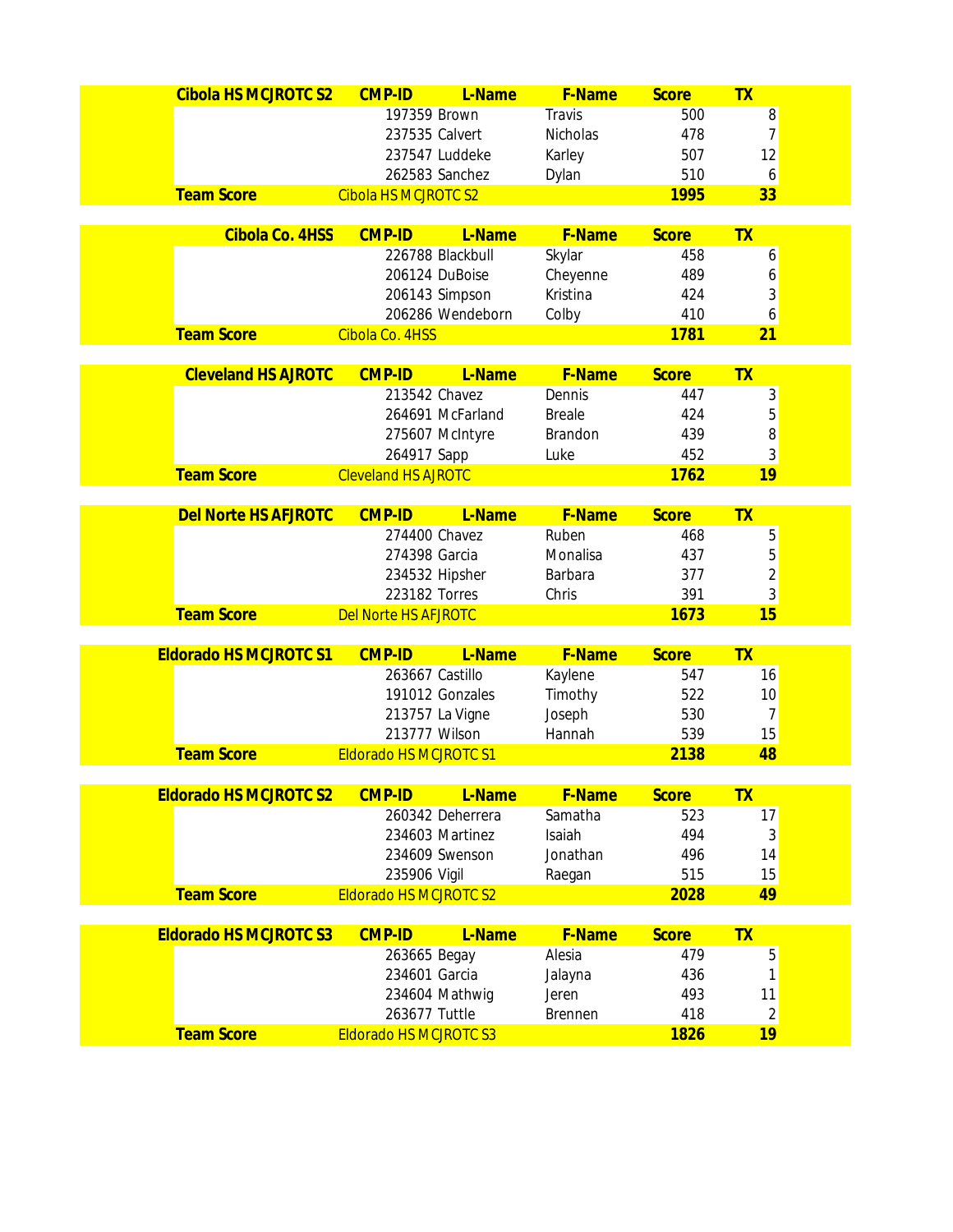| Cibola HS MCJROTC S2 | CMP-ID | L-Name | F-Name | Score | TX |
|---|---|---|---|---|---|
| | 197359 | Brown | Travis | 500 | 8 |
| | 237535 | Calvert | Nicholas | 478 | 7 |
| | 237547 | Luddeke | Karley | 507 | 12 |
| | 262583 | Sanchez | Dylan | 510 | 6 |
| **Team Score** | Cibola HS MCJROTC S2 | | | **1995** | **33** |

| Cibola Co. 4HSS | CMP-ID | L-Name | F-Name | Score | TX |
|---|---|---|---|---|---|
| | 226788 | Blackbull | Skylar | 458 | 6 |
| | 206124 | DuBoise | Cheyenne | 489 | 6 |
| | 206143 | Simpson | Kristina | 424 | 3 |
| | 206286 | Wendeborn | Colby | 410 | 6 |
| **Team Score** | Cibola Co. 4HSS | | | **1781** | **21** |

| Cleveland HS AJROTC | CMP-ID | L-Name | F-Name | Score | TX |
|---|---|---|---|---|---|
| | 213542 | Chavez | Dennis | 447 | 3 |
| | 264691 | McFarland | Breale | 424 | 5 |
| | 275607 | McIntyre | Brandon | 439 | 8 |
| | 264917 | Sapp | Luke | 452 | 3 |
| **Team Score** | Cleveland HS AJROTC | | | **1762** | **19** |

| Del Norte HS AFJROTC | CMP-ID | L-Name | F-Name | Score | TX |
|---|---|---|---|---|---|
| | 274400 | Chavez | Ruben | 468 | 5 |
| | 274398 | Garcia | Monalisa | 437 | 5 |
| | 234532 | Hipsher | Barbara | 377 | 2 |
| | 223182 | Torres | Chris | 391 | 3 |
| **Team Score** | Del Norte HS AFJROTC | | | **1673** | **15** |

| Eldorado HS MCJROTC S1 | CMP-ID | L-Name | F-Name | Score | TX |
|---|---|---|---|---|---|
| | 263667 | Castillo | Kaylene | 547 | 16 |
| | 191012 | Gonzales | Timothy | 522 | 10 |
| | 213757 | La Vigne | Joseph | 530 | 7 |
| | 213777 | Wilson | Hannah | 539 | 15 |
| **Team Score** | Eldorado HS MCJROTC S1 | | | **2138** | **48** |

| Eldorado HS MCJROTC S2 | CMP-ID | L-Name | F-Name | Score | TX |
|---|---|---|---|---|---|
| | 260342 | Deherrera | Samatha | 523 | 17 |
| | 234603 | Martinez | Isaiah | 494 | 3 |
| | 234609 | Swenson | Jonathan | 496 | 14 |
| | 235906 | Vigil | Raegan | 515 | 15 |
| **Team Score** | Eldorado HS MCJROTC S2 | | | **2028** | **49** |

| Eldorado HS MCJROTC S3 | CMP-ID | L-Name | F-Name | Score | TX |
|---|---|---|---|---|---|
| | 263665 | Begay | Alesia | 479 | 5 |
| | 234601 | Garcia | Jalayna | 436 | 1 |
| | 234604 | Mathwig | Jeren | 493 | 11 |
| | 263677 | Tuttle | Brennen | 418 | 2 |
| **Team Score** | Eldorado HS MCJROTC S3 | | | **1826** | **19** |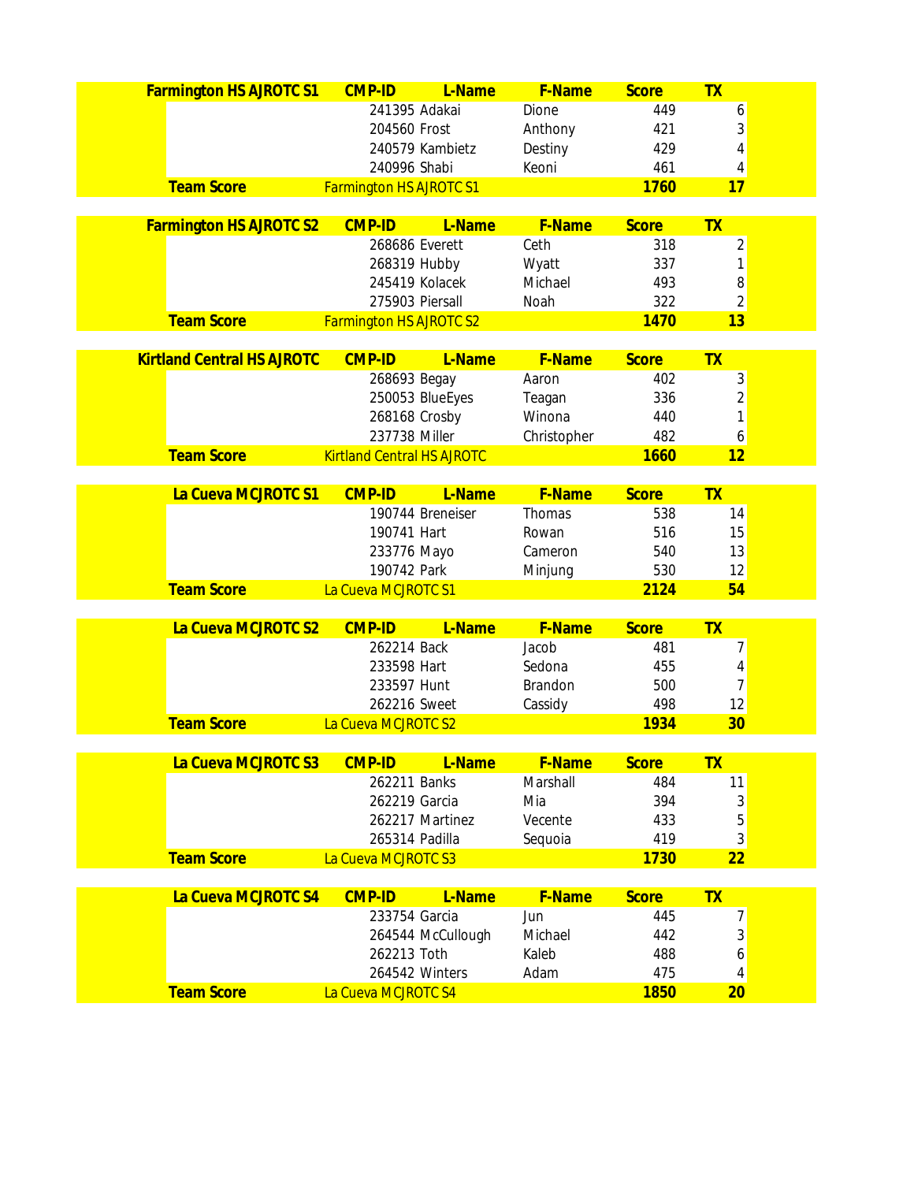| Farmington HS AJROTC S1 | CMP-ID | L-Name | F-Name | Score | TX |
|---|---|---|---|---|---|
| | 241395 | Adakai | Dione | 449 | 6 |
| | 204560 | Frost | Anthony | 421 | 3 |
| | 240579 | Kambietz | Destiny | 429 | 4 |
| | 240996 | Shabi | Keoni | 461 | 4 |
| **Team Score** | Farmington HS AJROTC S1 | | | **1760** | **17** |

| Farmington HS AJROTC S2 | CMP-ID | L-Name | F-Name | Score | TX |
|---|---|---|---|---|---|
| | 268686 | Everett | Ceth | 318 | 2 |
| | 268319 | Hubby | Wyatt | 337 | 1 |
| | 245419 | Kolacek | Michael | 493 | 8 |
| | 275903 | Piersall | Noah | 322 | 2 |
| **Team Score** | Farmington HS AJROTC S2 | | | **1470** | **13** |

| Kirtland Central HS AJROTC | CMP-ID | L-Name | F-Name | Score | TX |
|---|---|---|---|---|---|
| | 268693 | Begay | Aaron | 402 | 3 |
| | 250053 | BlueEyes | Teagan | 336 | 2 |
| | 268168 | Crosby | Winona | 440 | 1 |
| | 237738 | Miller | Christopher | 482 | 6 |
| **Team Score** | Kirtland Central HS AJROTC | | | **1660** | **12** |

| La Cueva MCJROTC S1 | CMP-ID | L-Name | F-Name | Score | TX |
|---|---|---|---|---|---|
| | 190744 | Breneiser | Thomas | 538 | 14 |
| | 190741 | Hart | Rowan | 516 | 15 |
| | 233776 | Mayo | Cameron | 540 | 13 |
| | 190742 | Park | Minjung | 530 | 12 |
| **Team Score** | La Cueva MCJROTC S1 | | | **2124** | **54** |

| La Cueva MCJROTC S2 | CMP-ID | L-Name | F-Name | Score | TX |
|---|---|---|---|---|---|
| | 262214 | Back | Jacob | 481 | 7 |
| | 233598 | Hart | Sedona | 455 | 4 |
| | 233597 | Hunt | Brandon | 500 | 7 |
| | 262216 | Sweet | Cassidy | 498 | 12 |
| **Team Score** | La Cueva MCJROTC S2 | | | **1934** | **30** |

| La Cueva MCJROTC S3 | CMP-ID | L-Name | F-Name | Score | TX |
|---|---|---|---|---|---|
| | 262211 | Banks | Marshall | 484 | 11 |
| | 262219 | Garcia | Mia | 394 | 3 |
| | 262217 | Martinez | Vecente | 433 | 5 |
| | 265314 | Padilla | Sequoia | 419 | 3 |
| **Team Score** | La Cueva MCJROTC S3 | | | **1730** | **22** |

| La Cueva MCJROTC S4 | CMP-ID | L-Name | F-Name | Score | TX |
|---|---|---|---|---|---|
| | 233754 | Garcia | Jun | 445 | 7 |
| | 264544 | McCullough | Michael | 442 | 3 |
| | 262213 | Toth | Kaleb | 488 | 6 |
| | 264542 | Winters | Adam | 475 | 4 |
| **Team Score** | La Cueva MCJROTC S4 | | | **1850** | **20** |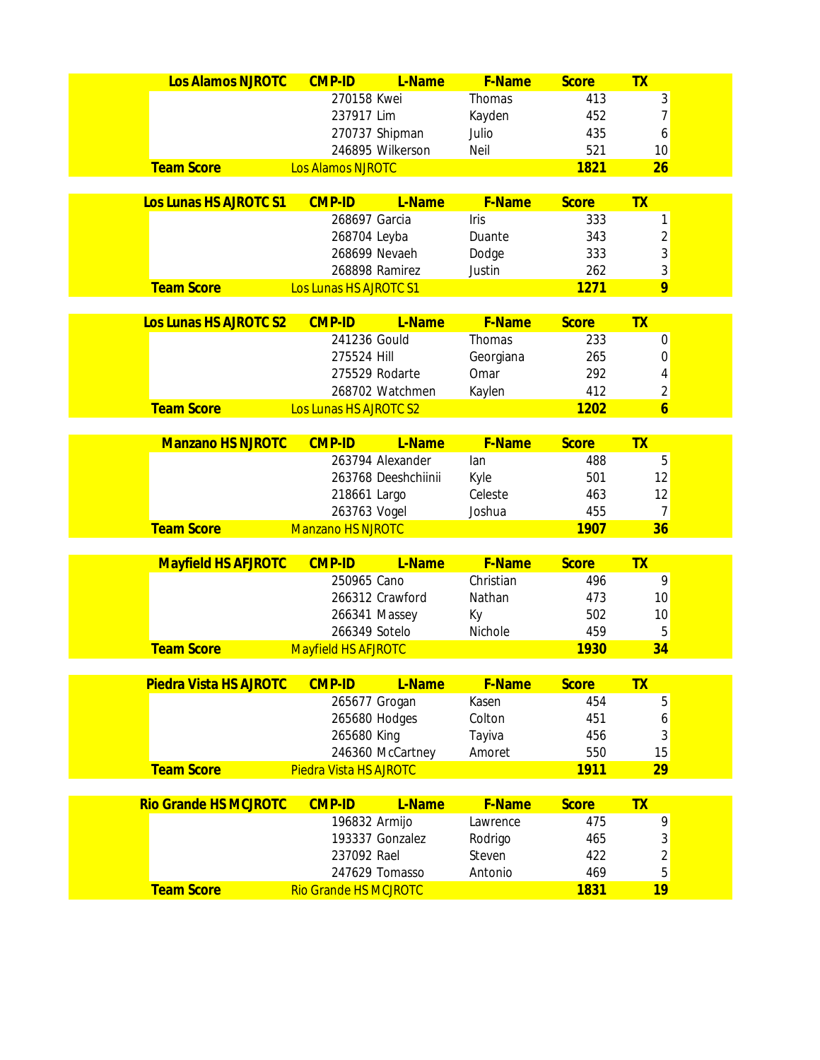| Los Alamos NJROTC | CMP-ID | L-Name | F-Name | Score | TX |
|---|---|---|---|---|---|
| | 270158 | Kwei | Thomas | 413 | 3 |
| | 237917 | Lim | Kayden | 452 | 7 |
| | 270737 | Shipman | Julio | 435 | 6 |
| | 246895 | Wilkerson | Neil | 521 | 10 |
| **Team Score** | Los Alamos NJROTC | | | **1821** | **26** |

| Los Lunas HS AJROTC S1 | CMP-ID | L-Name | F-Name | Score | TX |
|---|---|---|---|---|---|
| | 268697 | Garcia | Iris | 333 | 1 |
| | 268704 | Leyba | Duante | 343 | 2 |
| | 268699 | Nevaeh | Dodge | 333 | 3 |
| | 268898 | Ramirez | Justin | 262 | 3 |
| **Team Score** | Los Lunas HS AJROTC S1 | | | **1271** | **9** |

| Los Lunas HS AJROTC S2 | CMP-ID | L-Name | F-Name | Score | TX |
|---|---|---|---|---|---|
| | 241236 | Gould | Thomas | 233 | 0 |
| | 275524 | Hill | Georgiana | 265 | 0 |
| | 275529 | Rodarte | Omar | 292 | 4 |
| | 268702 | Watchmen | Kaylen | 412 | 2 |
| **Team Score** | Los Lunas HS AJROTC S2 | | | **1202** | **6** |

| Manzano HS NJROTC | CMP-ID | L-Name | F-Name | Score | TX |
|---|---|---|---|---|---|
| | 263794 | Alexander | Ian | 488 | 5 |
| | 263768 | Deeshchiinii | Kyle | 501 | 12 |
| | 218661 | Largo | Celeste | 463 | 12 |
| | 263763 | Vogel | Joshua | 455 | 7 |
| **Team Score** | Manzano HS NJROTC | | | **1907** | **36** |

| Mayfield HS AFJROTC | CMP-ID | L-Name | F-Name | Score | TX |
|---|---|---|---|---|---|
| | 250965 | Cano | Christian | 496 | 9 |
| | 266312 | Crawford | Nathan | 473 | 10 |
| | 266341 | Massey | Ky | 502 | 10 |
| | 266349 | Sotelo | Nichole | 459 | 5 |
| **Team Score** | Mayfield HS AFJROTC | | | **1930** | **34** |

| Piedra Vista HS AJROTC | CMP-ID | L-Name | F-Name | Score | TX |
|---|---|---|---|---|---|
| | 265677 | Grogan | Kasen | 454 | 5 |
| | 265680 | Hodges | Colton | 451 | 6 |
| | 265680 | King | Tayiva | 456 | 3 |
| | 246360 | McCartney | Amoret | 550 | 15 |
| **Team Score** | Piedra Vista HS AJROTC | | | **1911** | **29** |

| Rio Grande HS MCJROTC | CMP-ID | L-Name | F-Name | Score | TX |
|---|---|---|---|---|---|
| | 196832 | Armijo | Lawrence | 475 | 9 |
| | 193337 | Gonzalez | Rodrigo | 465 | 3 |
| | 237092 | Rael | Steven | 422 | 2 |
| | 247629 | Tomasso | Antonio | 469 | 5 |
| **Team Score** | Rio Grande HS MCJROTC | | | **1831** | **19** |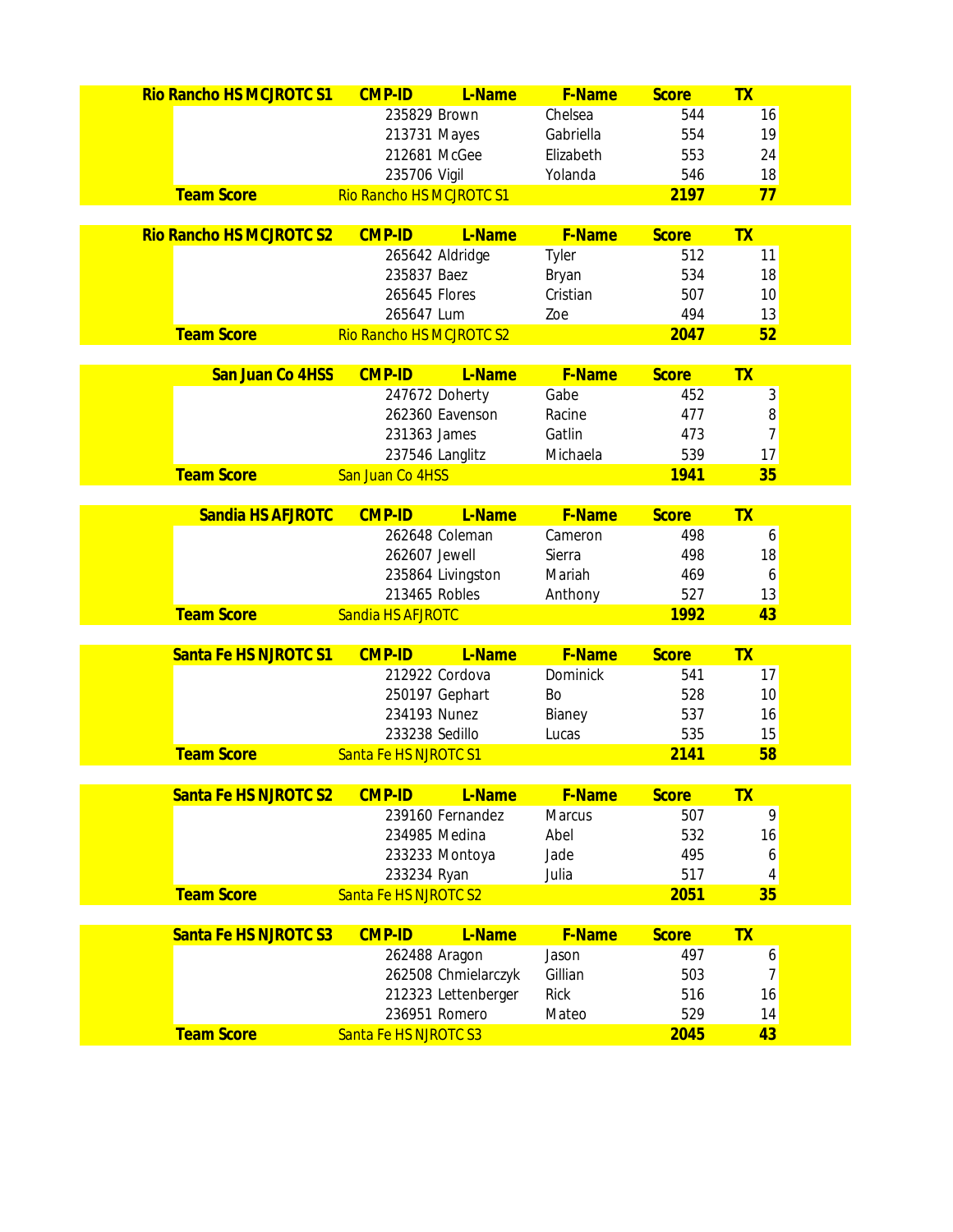| Rio Rancho HS MCJROTC S1 | CMP-ID | L-Name | F-Name | Score | TX |
|---|---|---|---|---|---|
| | 235829 | Brown | Chelsea | 544 | 16 |
| | 213731 | Mayes | Gabriella | 554 | 19 |
| | 212681 | McGee | Elizabeth | 553 | 24 |
| | 235706 | Vigil | Yolanda | 546 | 18 |
| **Team Score** | Rio Rancho HS MCJROTC S1 | | | **2197** | **77** |

| Rio Rancho HS MCJROTC S2 | CMP-ID | L-Name | F-Name | Score | TX |
|---|---|---|---|---|---|
| | 265642 | Aldridge | Tyler | 512 | 11 |
| | 235837 | Baez | Bryan | 534 | 18 |
| | 265645 | Flores | Cristian | 507 | 10 |
| | 265647 | Lum | Zoe | 494 | 13 |
| **Team Score** | Rio Rancho HS MCJROTC S2 | | | **2047** | **52** |

| San Juan Co 4HSS | CMP-ID | L-Name | F-Name | Score | TX |
|---|---|---|---|---|---|
| | 247672 | Doherty | Gabe | 452 | 3 |
| | 262360 | Eavenson | Racine | 477 | 8 |
| | 231363 | James | Gatlin | 473 | 7 |
| | 237546 | Langlitz | Michaela | 539 | 17 |
| **Team Score** | San Juan Co 4HSS | | | **1941** | **35** |

| Sandia HS AFJROTC | CMP-ID | L-Name | F-Name | Score | TX |
|---|---|---|---|---|---|
| | 262648 | Coleman | Cameron | 498 | 6 |
| | 262607 | Jewell | Sierra | 498 | 18 |
| | 235864 | Livingston | Mariah | 469 | 6 |
| | 213465 | Robles | Anthony | 527 | 13 |
| **Team Score** | Sandia HS AFJROTC | | | **1992** | **43** |

| Santa Fe HS NJROTC S1 | CMP-ID | L-Name | F-Name | Score | TX |
|---|---|---|---|---|---|
| | 212922 | Cordova | Dominick | 541 | 17 |
| | 250197 | Gephart | Bo | 528 | 10 |
| | 234193 | Nunez | Bianey | 537 | 16 |
| | 233238 | Sedillo | Lucas | 535 | 15 |
| **Team Score** | Santa Fe HS NJROTC S1 | | | **2141** | **58** |

| Santa Fe HS NJROTC S2 | CMP-ID | L-Name | F-Name | Score | TX |
|---|---|---|---|---|---|
| | 239160 | Fernandez | Marcus | 507 | 9 |
| | 234985 | Medina | Abel | 532 | 16 |
| | 233233 | Montoya | Jade | 495 | 6 |
| | 233234 | Ryan | Julia | 517 | 4 |
| **Team Score** | Santa Fe HS NJROTC S2 | | | **2051** | **35** |

| Santa Fe HS NJROTC S3 | CMP-ID | L-Name | F-Name | Score | TX |
|---|---|---|---|---|---|
| | 262488 | Aragon | Jason | 497 | 6 |
| | 262508 | Chmielarczyk | Gillian | 503 | 7 |
| | 212323 | Lettenberger | Rick | 516 | 16 |
| | 236951 | Romero | Mateo | 529 | 14 |
| **Team Score** | Santa Fe HS NJROTC S3 | | | **2045** | **43** |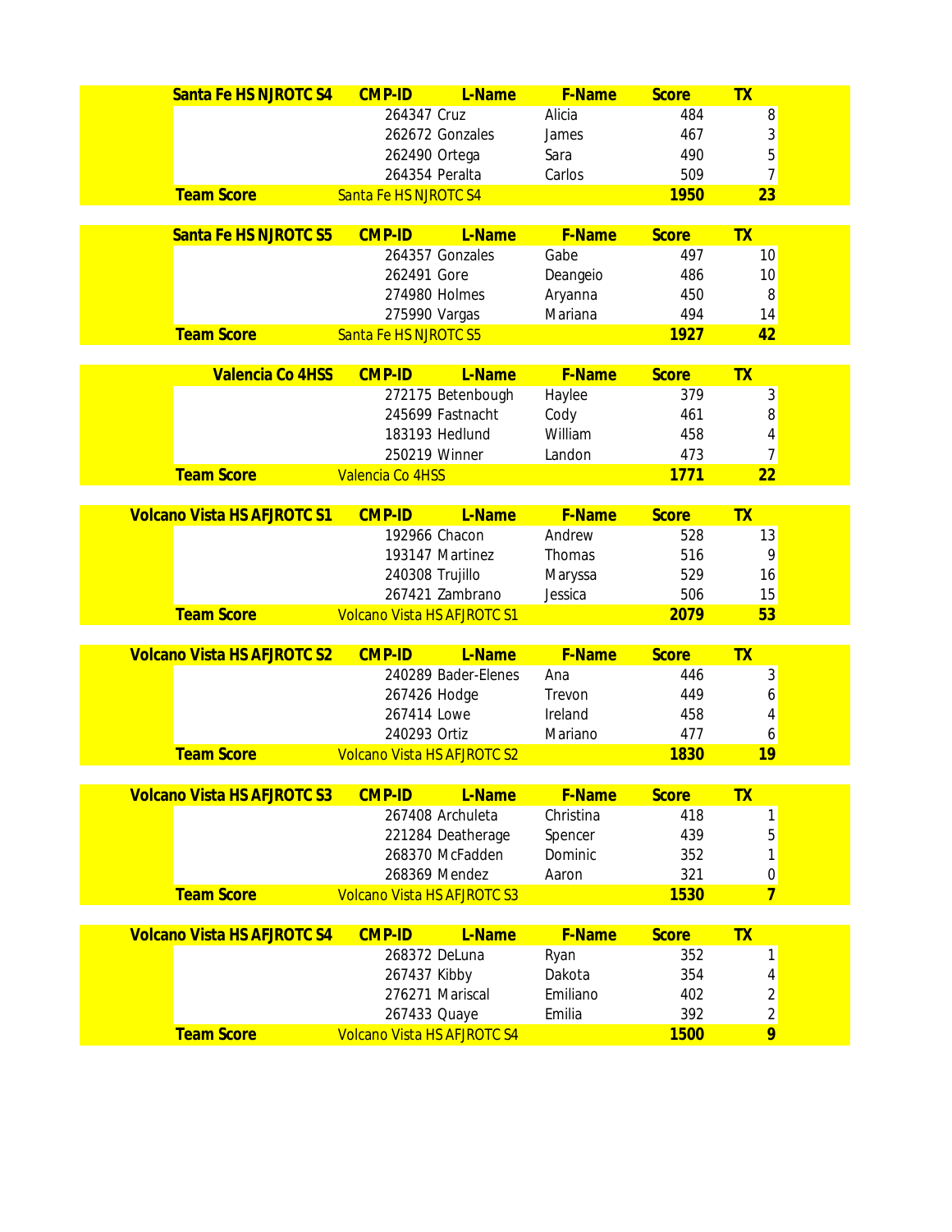| Santa Fe HS NJROTC S4 | CMP-ID | L-Name | F-Name | Score | TX |
|---|---|---|---|---|---|
| | 264347 | Cruz | Alicia | 484 | 8 |
| | 262672 | Gonzales | James | 467 | 3 |
| | 262490 | Ortega | Sara | 490 | 5 |
| | 264354 | Peralta | Carlos | 509 | 7 |
| **Team Score** | Santa Fe HS NJROTC S4 | | | **1950** | **23** |

| Santa Fe HS NJROTC S5 | CMP-ID | L-Name | F-Name | Score | TX |
|---|---|---|---|---|---|
| | 264357 | Gonzales | Gabe | 497 | 10 |
| | 262491 | Gore | Deangeio | 486 | 10 |
| | 274980 | Holmes | Aryanna | 450 | 8 |
| | 275990 | Vargas | Mariana | 494 | 14 |
| **Team Score** | Santa Fe HS NJROTC S5 | | | **1927** | **42** |

| Valencia Co 4HSS | CMP-ID | L-Name | F-Name | Score | TX |
|---|---|---|---|---|---|
| | 272175 | Betenbough | Haylee | 379 | 3 |
| | 245699 | Fastnacht | Cody | 461 | 8 |
| | 183193 | Hedlund | William | 458 | 4 |
| | 250219 | Winner | Landon | 473 | 7 |
| **Team Score** | Valencia Co 4HSS | | | **1771** | **22** |

| Volcano Vista HS AFJROTC S1 | CMP-ID | L-Name | F-Name | Score | TX |
|---|---|---|---|---|---|
| | 192966 | Chacon | Andrew | 528 | 13 |
| | 193147 | Martinez | Thomas | 516 | 9 |
| | 240308 | Trujillo | Maryssa | 529 | 16 |
| | 267421 | Zambrano | Jessica | 506 | 15 |
| **Team Score** | Volcano Vista HS AFJROTC S1 | | | **2079** | **53** |

| Volcano Vista HS AFJROTC S2 | CMP-ID | L-Name | F-Name | Score | TX |
|---|---|---|---|---|---|
| | 240289 | Bader-Elenes | Ana | 446 | 3 |
| | 267426 | Hodge | Trevon | 449 | 6 |
| | 267414 | Lowe | Ireland | 458 | 4 |
| | 240293 | Ortiz | Mariano | 477 | 6 |
| **Team Score** | Volcano Vista HS AFJROTC S2 | | | **1830** | **19** |

| Volcano Vista HS AFJROTC S3 | CMP-ID | L-Name | F-Name | Score | TX |
|---|---|---|---|---|---|
| | 267408 | Archuleta | Christina | 418 | 1 |
| | 221284 | Deatherage | Spencer | 439 | 5 |
| | 268370 | McFadden | Dominic | 352 | 1 |
| | 268369 | Mendez | Aaron | 321 | 0 |
| **Team Score** | Volcano Vista HS AFJROTC S3 | | | **1530** | **7** |

| Volcano Vista HS AFJROTC S4 | CMP-ID | L-Name | F-Name | Score | TX |
|---|---|---|---|---|---|
| | 268372 | DeLuna | Ryan | 352 | 1 |
| | 267437 | Kibby | Dakota | 354 | 4 |
| | 276271 | Mariscal | Emiliano | 402 | 2 |
| | 267433 | Quaye | Emilia | 392 | 2 |
| **Team Score** | Volcano Vista HS AFJROTC S4 | | | **1500** | **9** |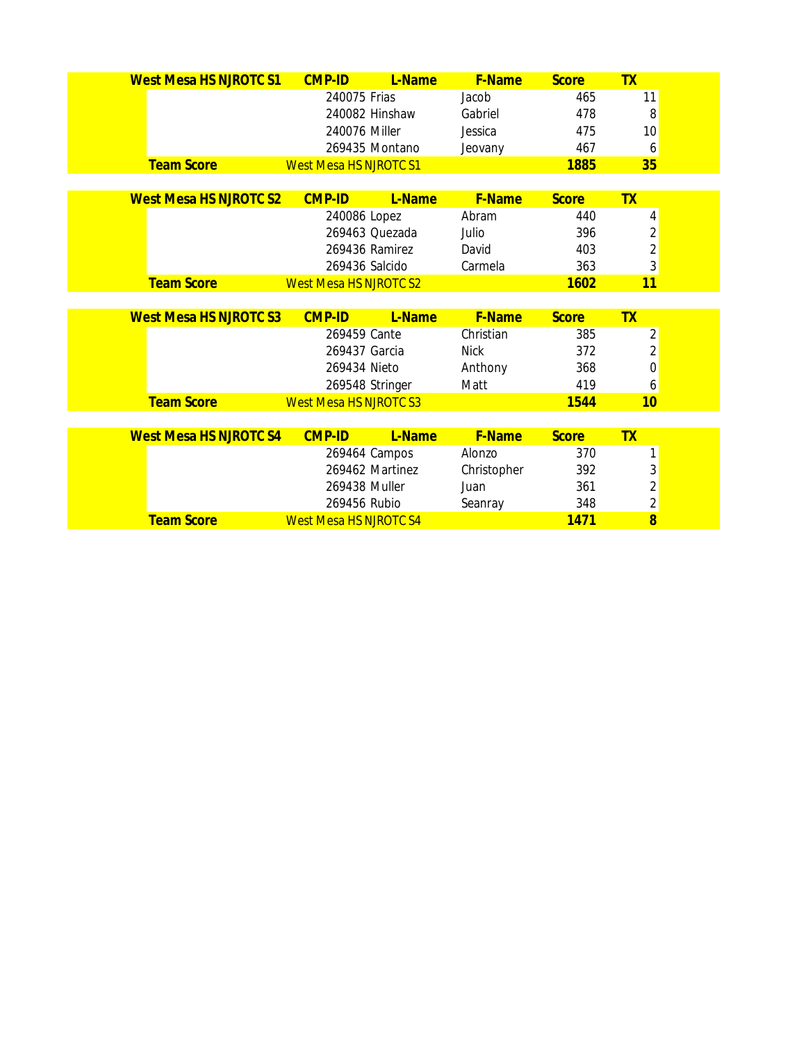| West Mesa HS NJROTC S1 | CMP-ID | L-Name | F-Name | Score | TX |
|---|---|---|---|---|---|
| | 240075 | Frias | Jacob | 465 | 11 |
| | 240082 | Hinshaw | Gabriel | 478 | 8 |
| | 240076 | Miller | Jessica | 475 | 10 |
| | 269435 | Montano | Jeovany | 467 | 6 |
| **Team Score** | West Mesa HS NJROTC S1 | | | **1885** | **35** |

| West Mesa HS NJROTC S2 | CMP-ID | L-Name | F-Name | Score | TX |
|---|---|---|---|---|---|
| | 240086 | Lopez | Abram | 440 | 4 |
| | 269463 | Quezada | Julio | 396 | 2 |
| | 269436 | Ramirez | David | 403 | 2 |
| | 269436 | Salcido | Carmela | 363 | 3 |
| **Team Score** | West Mesa HS NJROTC S2 | | | **1602** | **11** |

| West Mesa HS NJROTC S3 | CMP-ID | L-Name | F-Name | Score | TX |
|---|---|---|---|---|---|
| | 269459 | Cante | Christian | 385 | 2 |
| | 269437 | Garcia | Nick | 372 | 2 |
| | 269434 | Nieto | Anthony | 368 | 0 |
| | 269548 | Stringer | Matt | 419 | 6 |
| **Team Score** | West Mesa HS NJROTC S3 | | | **1544** | **10** |

| West Mesa HS NJROTC S4 | CMP-ID | L-Name | F-Name | Score | TX |
|---|---|---|---|---|---|
| | 269464 | Campos | Alonzo | 370 | 1 |
| | 269462 | Martinez | Christopher | 392 | 3 |
| | 269438 | Muller | Juan | 361 | 2 |
| | 269456 | Rubio | Seanray | 348 | 2 |
| **Team Score** | West Mesa HS NJROTC S4 | | | **1471** | **8** |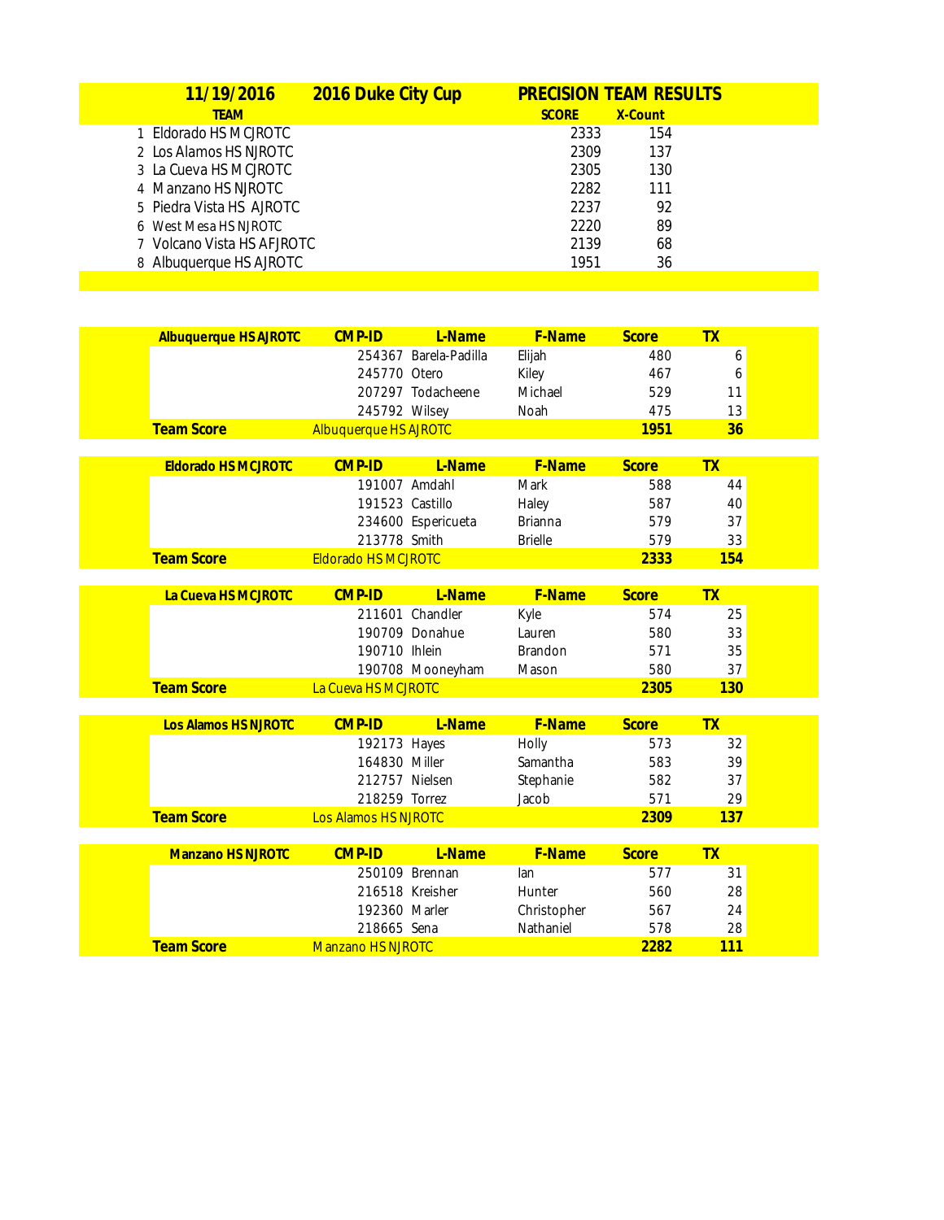| 11/19/2016 | 2016 Duke City Cup | PRECISION TEAM RESULTS | |
|---|---|---|---|
| TEAM | | SCORE | X-Count |
| 1 Eldorado HS MCJROTC | | 2333 | 154 |
| 2 Los Alamos HS NJROTC | | 2309 | 137 |
| 3 La Cueva HS MCJROTC | | 2305 | 130 |
| 4 Manzano HS NJROTC | | 2282 | 111 |
| 5 Piedra Vista HS AJROTC | | 2237 | 92 |
| 6 West Mesa HS NJROTC | | 2220 | 89 |
| 7 Volcano Vista HS AFJROTC | | 2139 | 68 |
| 8 Albuquerque HS AJROTC | | 1951 | 36 |

| Albuquerque HS AJROTC | CMP-ID | L-Name | F-Name | Score | TX |
|---|---|---|---|---|---|
| | 254367 | Barela-Padilla | Elijah | 480 | 6 |
| | 245770 | Otero | Kiley | 467 | 6 |
| | 207297 | Todacheene | Michael | 529 | 11 |
| | 245792 | Wilsey | Noah | 475 | 13 |
| **Team Score** | Albuquerque HS AJROTC | | | **1951** | **36** |

| Eldorado HS MCJROTC | CMP-ID | L-Name | F-Name | Score | TX |
|---|---|---|---|---|---|
| | 191007 | Amdahl | Mark | 588 | 44 |
| | 191523 | Castillo | Haley | 587 | 40 |
| | 234600 | Espericueta | Brianna | 579 | 37 |
| | 213778 | Smith | Brielle | 579 | 33 |
| **Team Score** | Eldorado HS MCJROTC | | | **2333** | **154** |

| La Cueva HS MCJROTC | CMP-ID | L-Name | F-Name | Score | TX |
|---|---|---|---|---|---|
| | 211601 | Chandler | Kyle | 574 | 25 |
| | 190709 | Donahue | Lauren | 580 | 33 |
| | 190710 | Ihlein | Brandon | 571 | 35 |
| | 190708 | Mooneyham | Mason | 580 | 37 |
| **Team Score** | La Cueva HS MCJROTC | | | **2305** | **130** |

| Los Alamos HS NJROTC | CMP-ID | L-Name | F-Name | Score | TX |
|---|---|---|---|---|---|
| | 192173 | Hayes | Holly | 573 | 32 |
| | 164830 | Miller | Samantha | 583 | 39 |
| | 212757 | Nielsen | Stephanie | 582 | 37 |
| | 218259 | Torrez | Jacob | 571 | 29 |
| **Team Score** | Los Alamos HS NJROTC | | | **2309** | **137** |

| Manzano HS NJROTC | CMP-ID | L-Name | F-Name | Score | TX |
|---|---|---|---|---|---|
| | 250109 | Brennan | Ian | 577 | 31 |
| | 216518 | Kreisher | Hunter | 560 | 28 |
| | 192360 | Marler | Christopher | 567 | 24 |
| | 218665 | Sena | Nathaniel | 578 | 28 |
| **Team Score** | Manzano HS NJROTC | | | **2282** | **111** |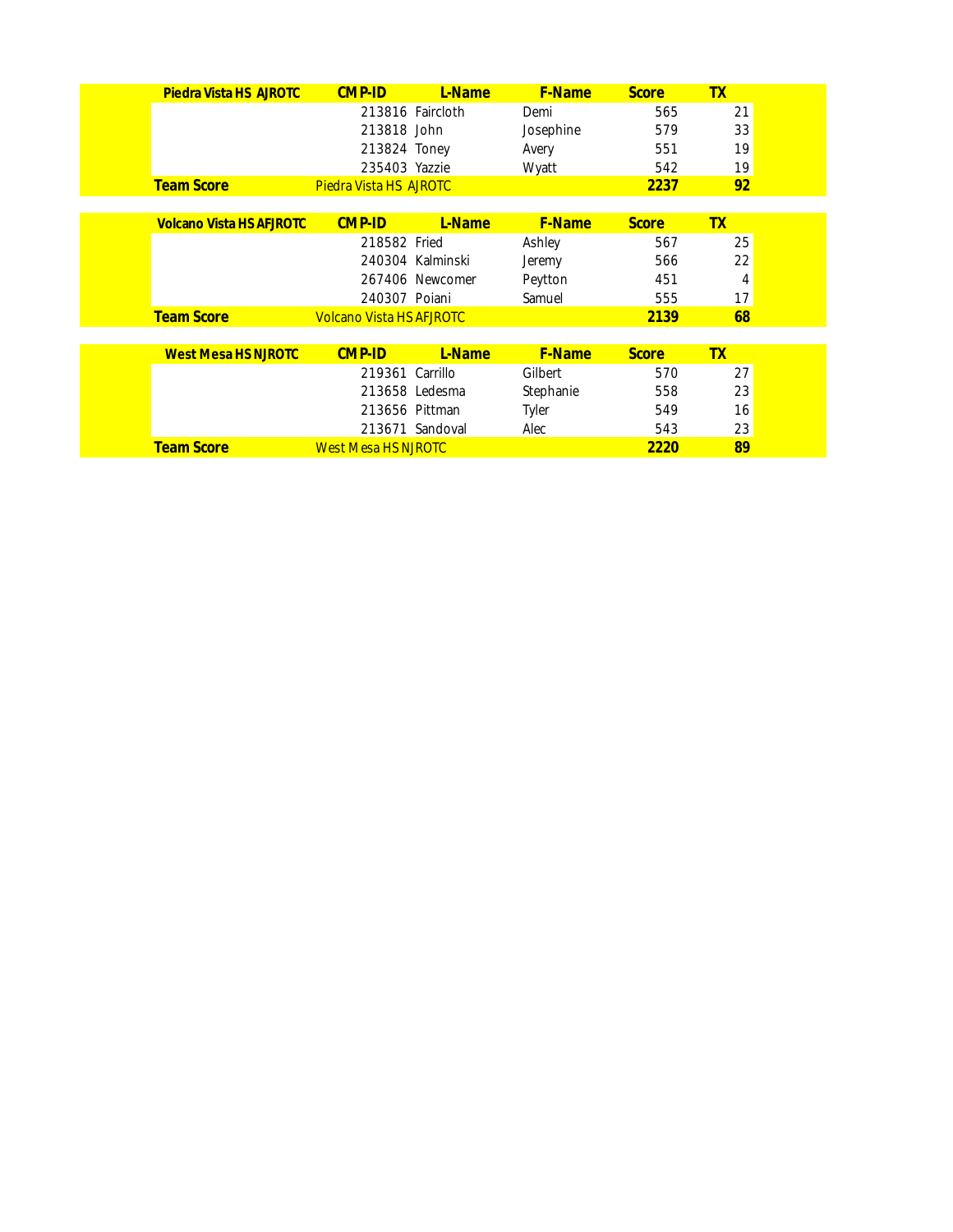| Piedra Vista HS AJROTC | CMP-ID | L-Name | F-Name | Score | TX |
|---|---|---|---|---|---|
| | 213816 | Faircloth | Demi | 565 | 21 |
| | 213818 | John | Josephine | 579 | 33 |
| | 213824 | Toney | Avery | 551 | 19 |
| | 235403 | Yazzie | Wyatt | 542 | 19 |
| **Team Score** | Piedra Vista HS AJROTC | | | **2237** | **92** |

| Volcano Vista HS AFJROTC | CMP-ID | L-Name | F-Name | Score | TX |
|---|---|---|---|---|---|
| | 218582 | Fried | Ashley | 567 | 25 |
| | 240304 | Kalminski | Jeremy | 566 | 22 |
| | 267406 | Newcomer | Peytton | 451 | 4 |
| | 240307 | Poiani | Samuel | 555 | 17 |
| **Team Score** | Volcano Vista HS AFJROTC | | | **2139** | **68** |

| West Mesa HS NJROTC | CMP-ID | L-Name | F-Name | Score | TX |
|---|---|---|---|---|---|
| | 219361 | Carrillo | Gilbert | 570 | 27 |
| | 213658 | Ledesma | Stephanie | 558 | 23 |
| | 213656 | Pittman | Tyler | 549 | 16 |
| | 213671 | Sandoval | Alec | 543 | 23 |
| **Team Score** | West Mesa HS NJROTC | | | **2220** | **89** |